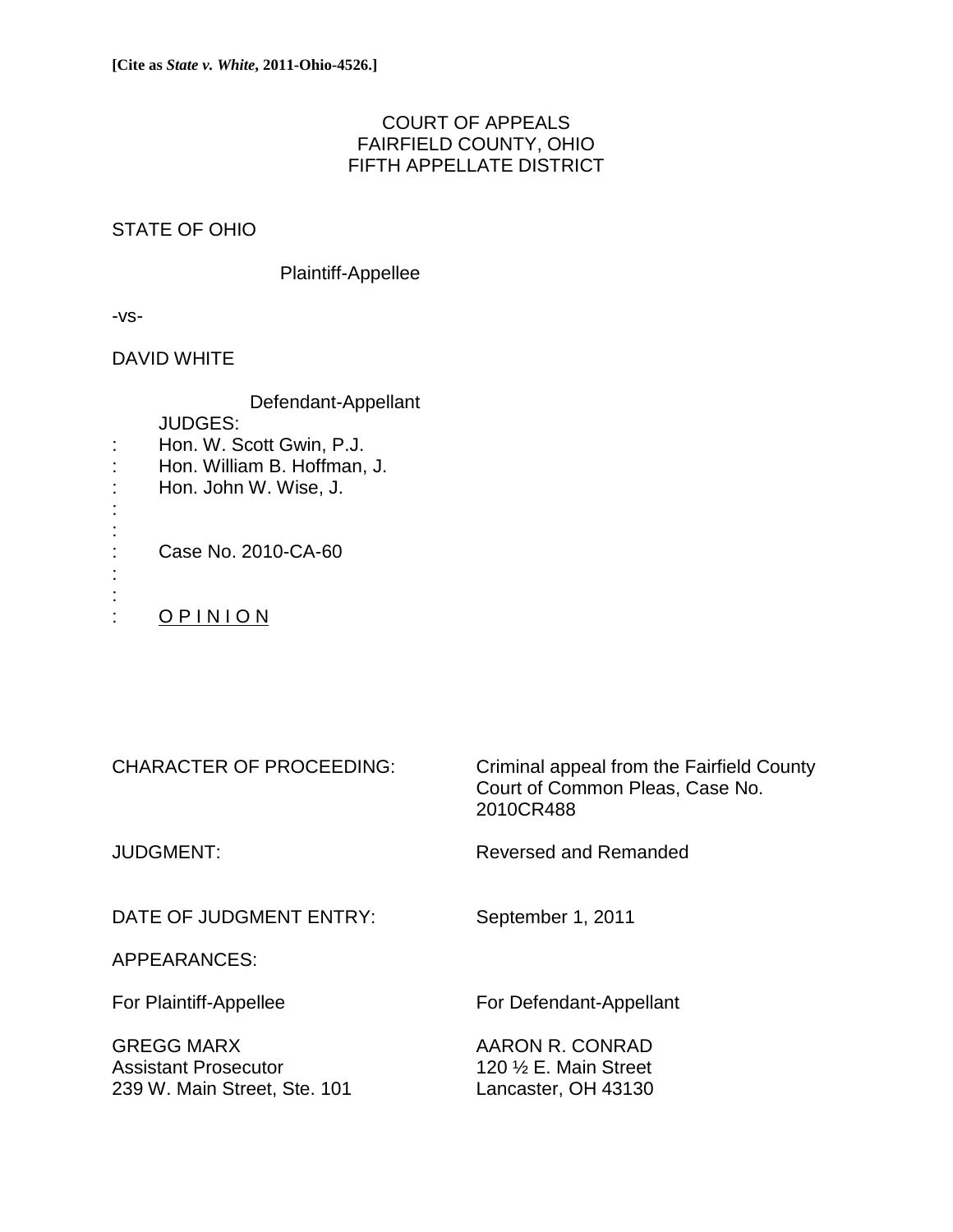**[Cite as *State v. White*, 2011-Ohio-4526.]**

COURT OF APPEALS
FAIRFIELD COUNTY, OHIO
FIFTH APPELLATE DISTRICT

STATE OF OHIO

Plaintiff-Appellee

-vs-

DAVID WHITE

Defendant-Appellant

JUDGES:
: Hon. W. Scott Gwin, P.J.
: Hon. William B. Hoffman, J.
: Hon. John W. Wise, J.
:
:
: Case No. 2010-CA-60
:
:
: O P I N I O N

CHARACTER OF PROCEEDING: Criminal appeal from the Fairfield County Court of Common Pleas, Case No. 2010CR488

JUDGMENT: Reversed and Remanded

DATE OF JUDGMENT ENTRY: September 1, 2011

APPEARANCES:

| For Plaintiff-Appellee | For Defendant-Appellant |
| --- | --- |
| GREGG MARX | AARON R. CONRAD |
| Assistant Prosecutor | 120 ½ E. Main Street |
| 239 W. Main Street, Ste. 101 | Lancaster, OH 43130 |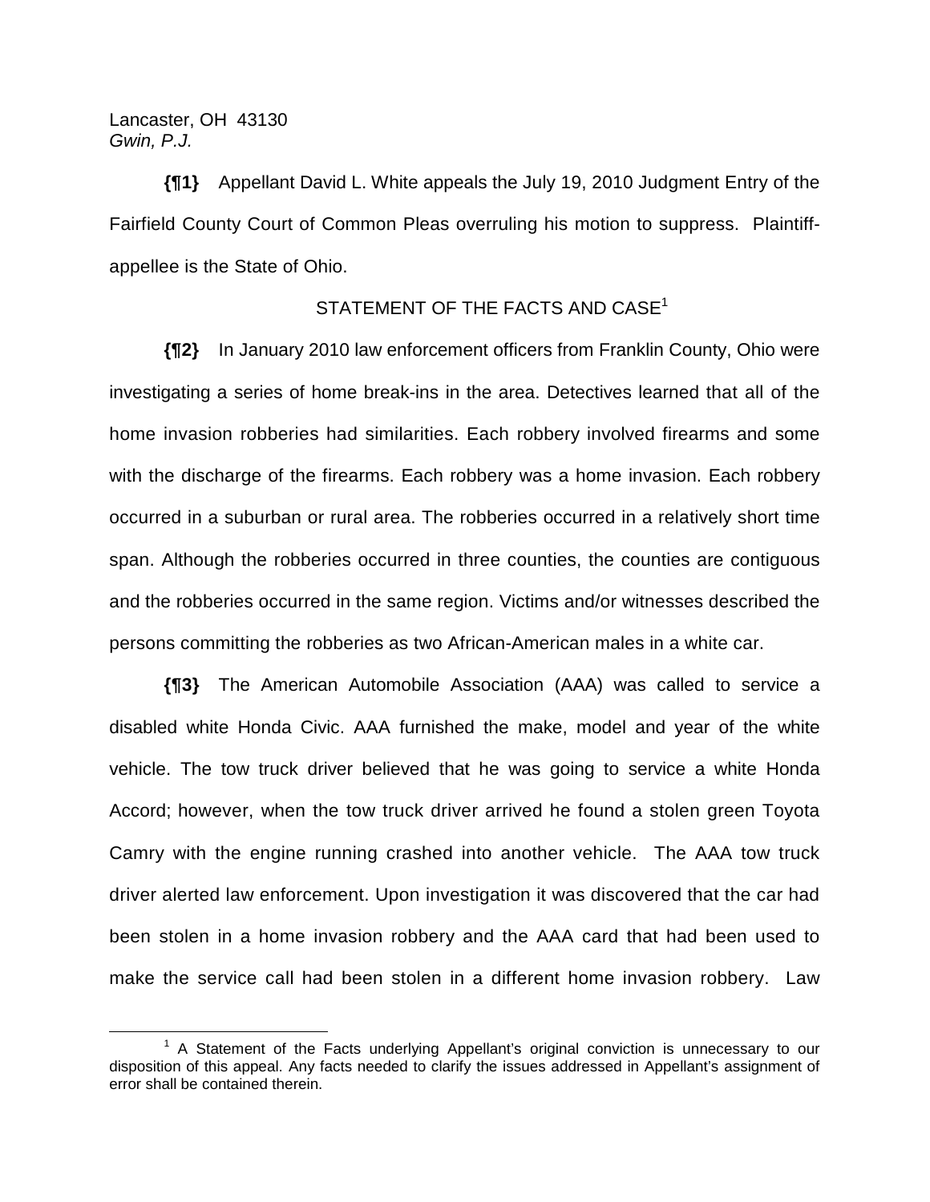Lancaster, OH 43130
*Gwin, P.J.*

**{¶1}** Appellant David L. White appeals the July 19, 2010 Judgment Entry of the Fairfield County Court of Common Pleas overruling his motion to suppress. Plaintiff-appellee is the State of Ohio.

STATEMENT OF THE FACTS AND CASE[1]

**{¶2}** In January 2010 law enforcement officers from Franklin County, Ohio were investigating a series of home break-ins in the area. Detectives learned that all of the home invasion robberies had similarities. Each robbery involved firearms and some with the discharge of the firearms. Each robbery was a home invasion. Each robbery occurred in a suburban or rural area. The robberies occurred in a relatively short time span. Although the robberies occurred in three counties, the counties are contiguous and the robberies occurred in the same region. Victims and/or witnesses described the persons committing the robberies as two African-American males in a white car.

**{¶3}** The American Automobile Association (AAA) was called to service a disabled white Honda Civic. AAA furnished the make, model and year of the white vehicle. The tow truck driver believed that he was going to service a white Honda Accord; however, when the tow truck driver arrived he found a stolen green Toyota Camry with the engine running crashed into another vehicle. The AAA tow truck driver alerted law enforcement. Upon investigation it was discovered that the car had been stolen in a home invasion robbery and the AAA card that had been used to make the service call had been stolen in a different home invasion robbery. Law

[1] A Statement of the Facts underlying Appellant's original conviction is unnecessary to our disposition of this appeal. Any facts needed to clarify the issues addressed in Appellant's assignment of error shall be contained therein.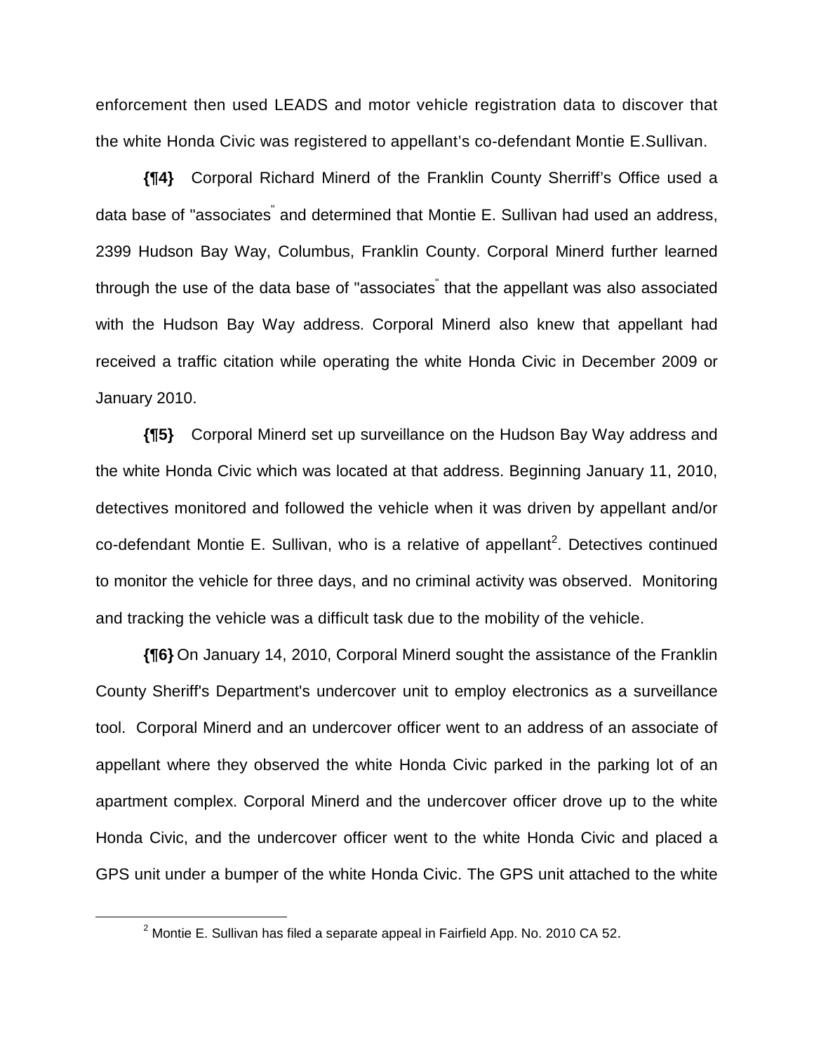enforcement then used LEADS and motor vehicle registration data to discover that the white Honda Civic was registered to appellant's co-defendant Montie E.Sullivan.

**{¶4}** Corporal Richard Minerd of the Franklin County Sherriff's Office used a data base of "associates" and determined that Montie E. Sullivan had used an address, 2399 Hudson Bay Way, Columbus, Franklin County. Corporal Minerd further learned through the use of the data base of "associates" that the appellant was also associated with the Hudson Bay Way address. Corporal Minerd also knew that appellant had received a traffic citation while operating the white Honda Civic in December 2009 or January 2010.

**{¶5}** Corporal Minerd set up surveillance on the Hudson Bay Way address and the white Honda Civic which was located at that address. Beginning January 11, 2010, detectives monitored and followed the vehicle when it was driven by appellant and/or co-defendant Montie E. Sullivan, who is a relative of appellant[2]. Detectives continued to monitor the vehicle for three days, and no criminal activity was observed. Monitoring and tracking the vehicle was a difficult task due to the mobility of the vehicle.

**{¶6}** On January 14, 2010, Corporal Minerd sought the assistance of the Franklin County Sheriff's Department's undercover unit to employ electronics as a surveillance tool. Corporal Minerd and an undercover officer went to an address of an associate of appellant where they observed the white Honda Civic parked in the parking lot of an apartment complex. Corporal Minerd and the undercover officer drove up to the white Honda Civic, and the undercover officer went to the white Honda Civic and placed a GPS unit under a bumper of the white Honda Civic. The GPS unit attached to the white

[2] Montie E. Sullivan has filed a separate appeal in Fairfield App. No. 2010 CA 52.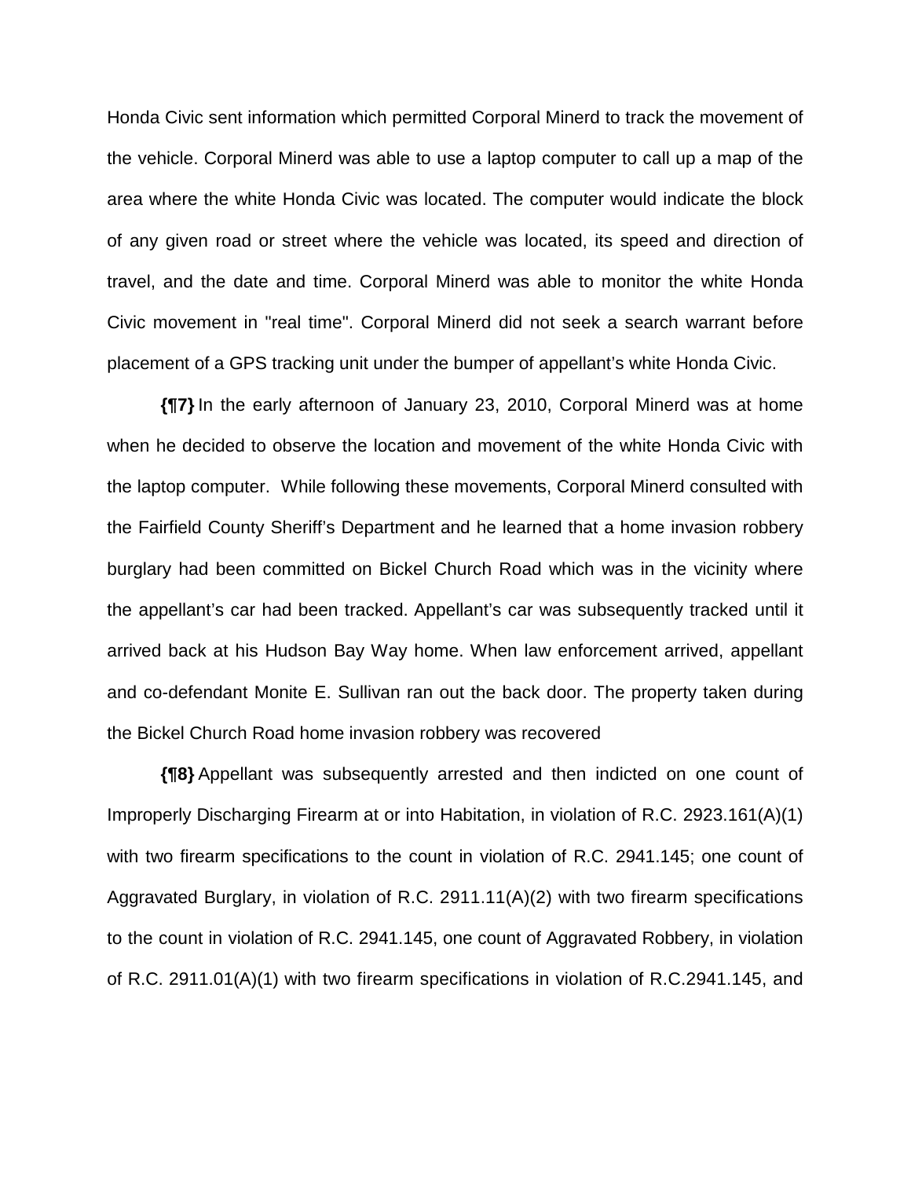Honda Civic sent information which permitted Corporal Minerd to track the movement of the vehicle. Corporal Minerd was able to use a laptop computer to call up a map of the area where the white Honda Civic was located. The computer would indicate the block of any given road or street where the vehicle was located, its speed and direction of travel, and the date and time. Corporal Minerd was able to monitor the white Honda Civic movement in "real time". Corporal Minerd did not seek a search warrant before placement of a GPS tracking unit under the bumper of appellant's white Honda Civic.

**{¶7}** In the early afternoon of January 23, 2010, Corporal Minerd was at home when he decided to observe the location and movement of the white Honda Civic with the laptop computer. While following these movements, Corporal Minerd consulted with the Fairfield County Sheriff's Department and he learned that a home invasion robbery burglary had been committed on Bickel Church Road which was in the vicinity where the appellant's car had been tracked. Appellant's car was subsequently tracked until it arrived back at his Hudson Bay Way home. When law enforcement arrived, appellant and co-defendant Monite E. Sullivan ran out the back door. The property taken during the Bickel Church Road home invasion robbery was recovered

**{¶8}** Appellant was subsequently arrested and then indicted on one count of Improperly Discharging Firearm at or into Habitation, in violation of R.C. 2923.161(A)(1) with two firearm specifications to the count in violation of R.C. 2941.145; one count of Aggravated Burglary, in violation of R.C. 2911.11(A)(2) with two firearm specifications to the count in violation of R.C. 2941.145, one count of Aggravated Robbery, in violation of R.C. 2911.01(A)(1) with two firearm specifications in violation of R.C.2941.145, and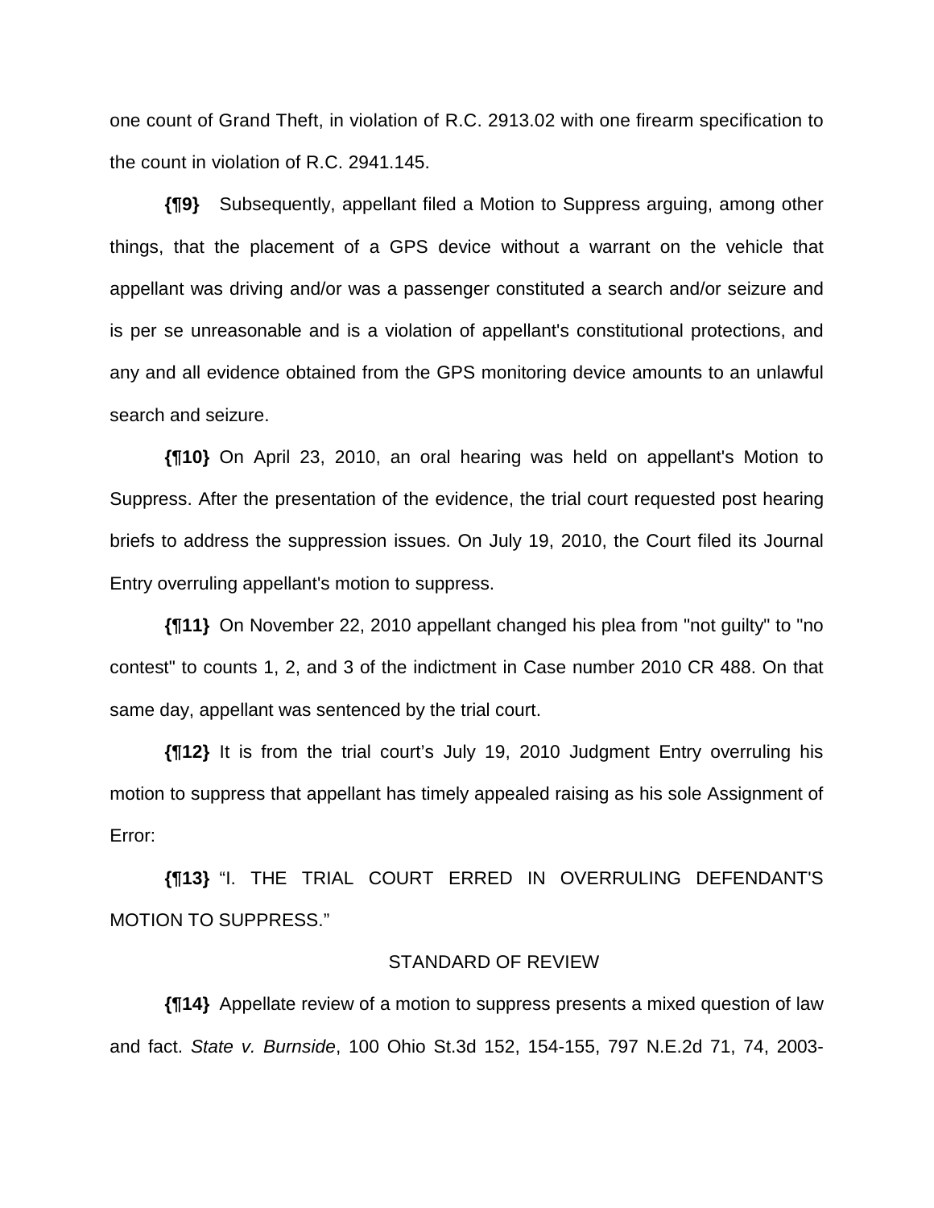one count of Grand Theft, in violation of R.C. 2913.02 with one firearm specification to the count in violation of R.C. 2941.145.

**{¶9}** Subsequently, appellant filed a Motion to Suppress arguing, among other things, that the placement of a GPS device without a warrant on the vehicle that appellant was driving and/or was a passenger constituted a search and/or seizure and is per se unreasonable and is a violation of appellant's constitutional protections, and any and all evidence obtained from the GPS monitoring device amounts to an unlawful search and seizure.

**{¶10}** On April 23, 2010, an oral hearing was held on appellant's Motion to Suppress. After the presentation of the evidence, the trial court requested post hearing briefs to address the suppression issues. On July 19, 2010, the Court filed its Journal Entry overruling appellant's motion to suppress.

**{¶11}** On November 22, 2010 appellant changed his plea from "not guilty" to "no contest" to counts 1, 2, and 3 of the indictment in Case number 2010 CR 488. On that same day, appellant was sentenced by the trial court.

**{¶12}** It is from the trial court's July 19, 2010 Judgment Entry overruling his motion to suppress that appellant has timely appealed raising as his sole Assignment of Error:

**{¶13}** "I. THE TRIAL COURT ERRED IN OVERRULING DEFENDANT'S MOTION TO SUPPRESS."

STANDARD OF REVIEW

**{¶14}** Appellate review of a motion to suppress presents a mixed question of law and fact. *State v. Burnside*, 100 Ohio St.3d 152, 154-155, 797 N.E.2d 71, 74, 2003-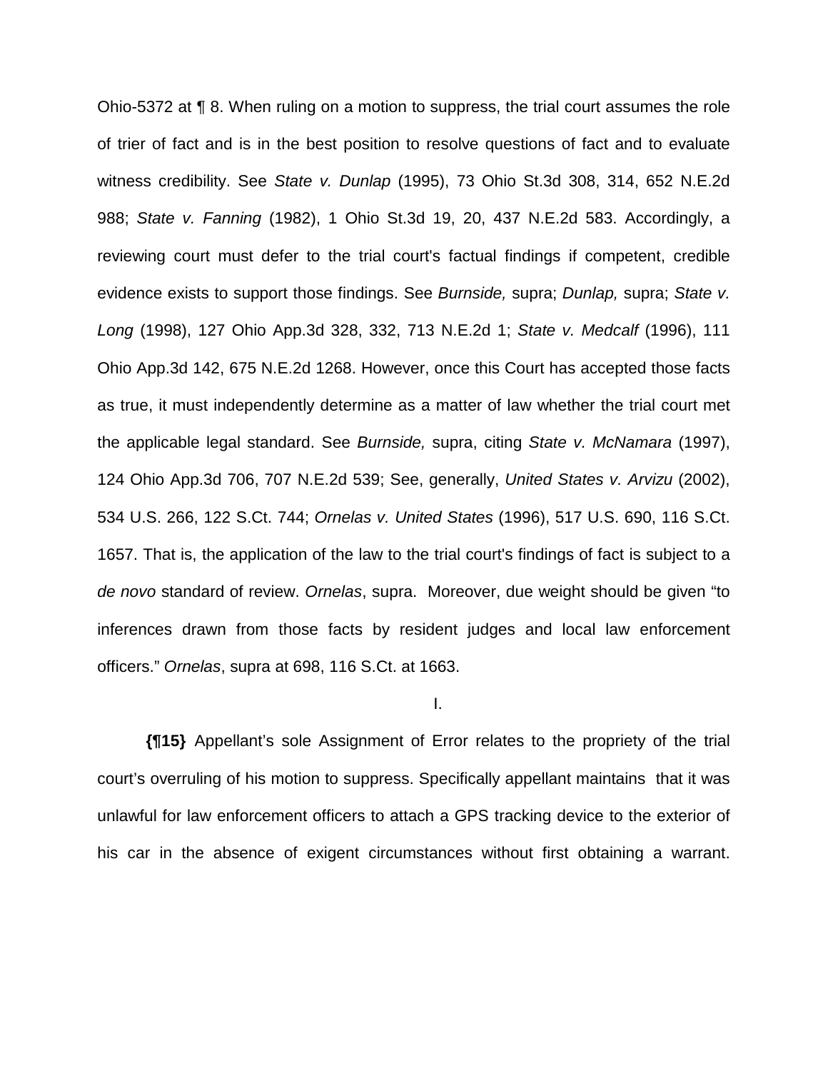Ohio-5372 at ¶ 8. When ruling on a motion to suppress, the trial court assumes the role of trier of fact and is in the best position to resolve questions of fact and to evaluate witness credibility. See *State v. Dunlap* (1995), 73 Ohio St.3d 308, 314, 652 N.E.2d 988; *State v. Fanning* (1982), 1 Ohio St.3d 19, 20, 437 N.E.2d 583. Accordingly, a reviewing court must defer to the trial court's factual findings if competent, credible evidence exists to support those findings. See *Burnside,* supra; *Dunlap,* supra; *State v. Long* (1998), 127 Ohio App.3d 328, 332, 713 N.E.2d 1; *State v. Medcalf* (1996), 111 Ohio App.3d 142, 675 N.E.2d 1268. However, once this Court has accepted those facts as true, it must independently determine as a matter of law whether the trial court met the applicable legal standard. See *Burnside,* supra, citing *State v. McNamara* (1997), 124 Ohio App.3d 706, 707 N.E.2d 539; See, generally, *United States v. Arvizu* (2002), 534 U.S. 266, 122 S.Ct. 744; *Ornelas v. United States* (1996), 517 U.S. 690, 116 S.Ct. 1657. That is, the application of the law to the trial court's findings of fact is subject to a *de novo* standard of review. *Ornelas*, supra. Moreover, due weight should be given "to inferences drawn from those facts by resident judges and local law enforcement officers." *Ornelas*, supra at 698, 116 S.Ct. at 1663.

I.

**{¶15}** Appellant's sole Assignment of Error relates to the propriety of the trial court's overruling of his motion to suppress. Specifically appellant maintains that it was unlawful for law enforcement officers to attach a GPS tracking device to the exterior of his car in the absence of exigent circumstances without first obtaining a warrant.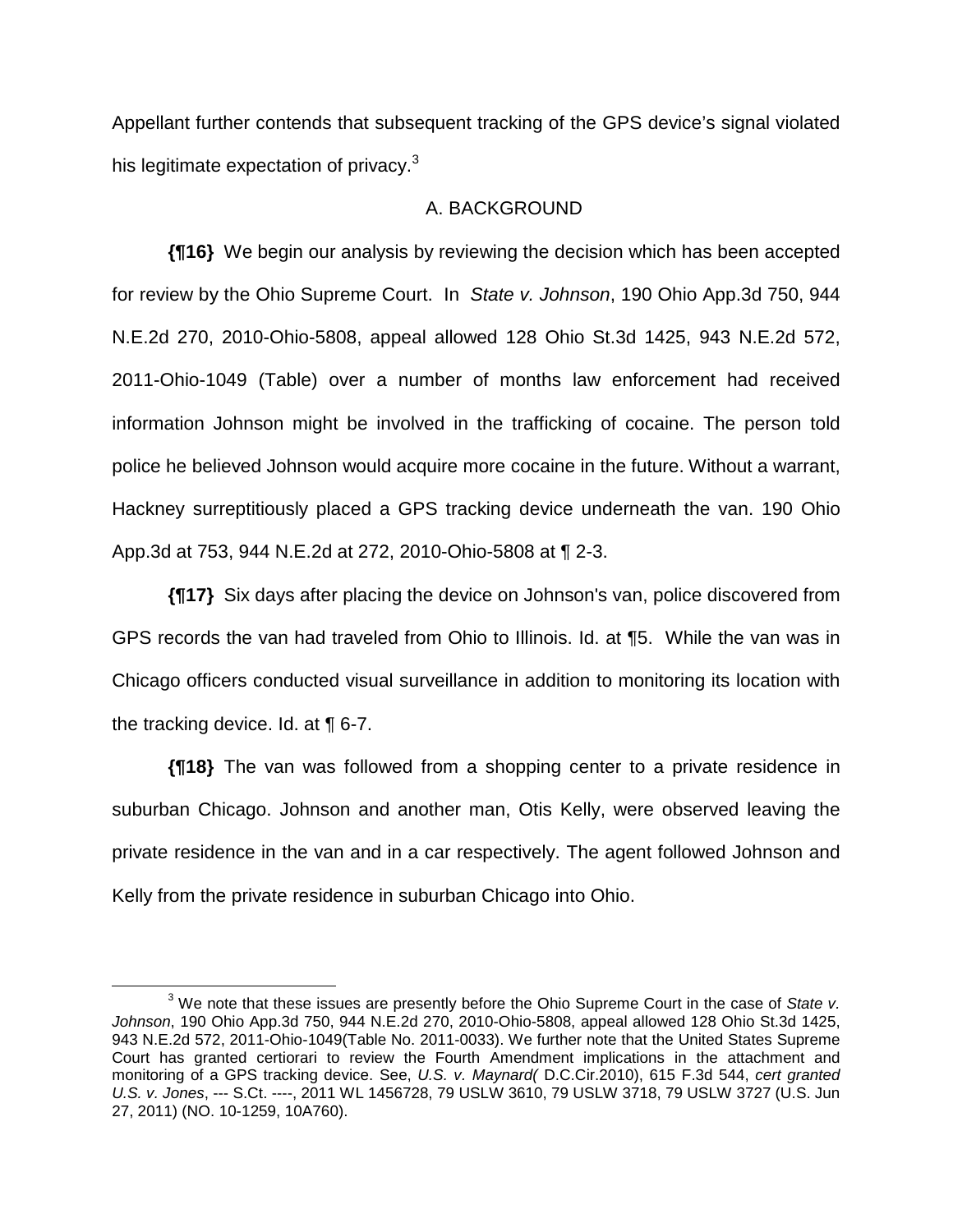Appellant further contends that subsequent tracking of the GPS device's signal violated his legitimate expectation of privacy.[3]

## A. BACKGROUND

**{¶16}** We begin our analysis by reviewing the decision which has been accepted for review by the Ohio Supreme Court. In *State v. Johnson*, 190 Ohio App.3d 750, 944 N.E.2d 270, 2010-Ohio-5808, appeal allowed 128 Ohio St.3d 1425, 943 N.E.2d 572, 2011-Ohio-1049 (Table) over a number of months law enforcement had received information Johnson might be involved in the trafficking of cocaine. The person told police he believed Johnson would acquire more cocaine in the future. Without a warrant, Hackney surreptitiously placed a GPS tracking device underneath the van. 190 Ohio App.3d at 753, 944 N.E.2d at 272, 2010-Ohio-5808 at ¶ 2-3.

**{¶17}** Six days after placing the device on Johnson's van, police discovered from GPS records the van had traveled from Ohio to Illinois. Id. at ¶5. While the van was in Chicago officers conducted visual surveillance in addition to monitoring its location with the tracking device. Id. at ¶ 6-7.

**{¶18}** The van was followed from a shopping center to a private residence in suburban Chicago. Johnson and another man, Otis Kelly, were observed leaving the private residence in the van and in a car respectively. The agent followed Johnson and Kelly from the private residence in suburban Chicago into Ohio.

---

[3] We note that these issues are presently before the Ohio Supreme Court in the case of *State v. Johnson*, 190 Ohio App.3d 750, 944 N.E.2d 270, 2010-Ohio-5808, appeal allowed 128 Ohio St.3d 1425, 943 N.E.2d 572, 2011-Ohio-1049(Table No. 2011-0033). We further note that the United States Supreme Court has granted certiorari to review the Fourth Amendment implications in the attachment and monitoring of a GPS tracking device. See, *U.S. v. Maynard(* D.C.Cir.2010), 615 F.3d 544, *cert granted U.S. v. Jones*, --- S.Ct. ----, 2011 WL 1456728, 79 USLW 3610, 79 USLW 3718, 79 USLW 3727 (U.S. Jun 27, 2011) (NO. 10-1259, 10A760).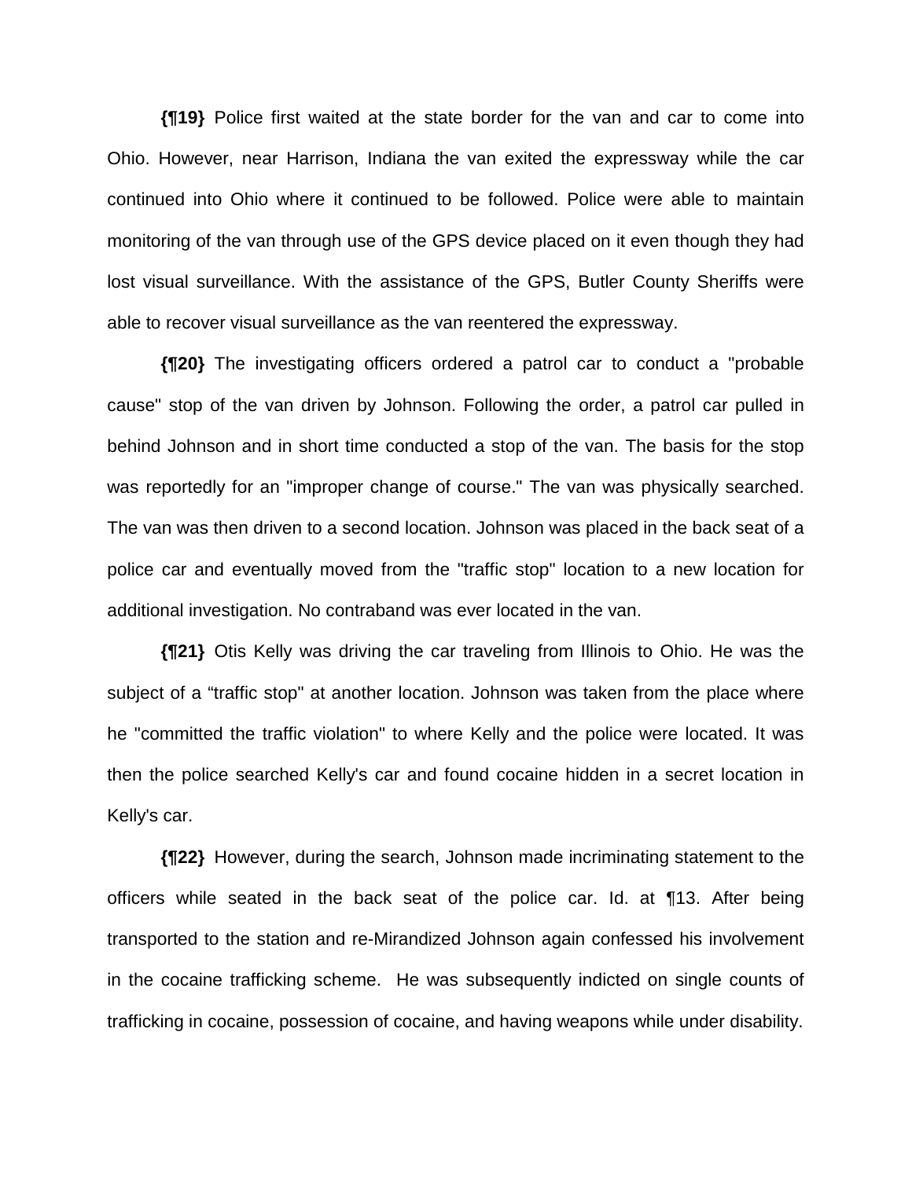**{¶19}** Police first waited at the state border for the van and car to come into Ohio. However, near Harrison, Indiana the van exited the expressway while the car continued into Ohio where it continued to be followed. Police were able to maintain monitoring of the van through use of the GPS device placed on it even though they had lost visual surveillance. With the assistance of the GPS, Butler County Sheriffs were able to recover visual surveillance as the van reentered the expressway.

**{¶20}** The investigating officers ordered a patrol car to conduct a "probable cause" stop of the van driven by Johnson. Following the order, a patrol car pulled in behind Johnson and in short time conducted a stop of the van. The basis for the stop was reportedly for an "improper change of course." The van was physically searched. The van was then driven to a second location. Johnson was placed in the back seat of a police car and eventually moved from the "traffic stop" location to a new location for additional investigation. No contraband was ever located in the van.

**{¶21}** Otis Kelly was driving the car traveling from Illinois to Ohio. He was the subject of a "traffic stop" at another location. Johnson was taken from the place where he "committed the traffic violation" to where Kelly and the police were located. It was then the police searched Kelly's car and found cocaine hidden in a secret location in Kelly's car.

**{¶22}** However, during the search, Johnson made incriminating statement to the officers while seated in the back seat of the police car. Id. at ¶13. After being transported to the station and re-Mirandized Johnson again confessed his involvement in the cocaine trafficking scheme. He was subsequently indicted on single counts of trafficking in cocaine, possession of cocaine, and having weapons while under disability.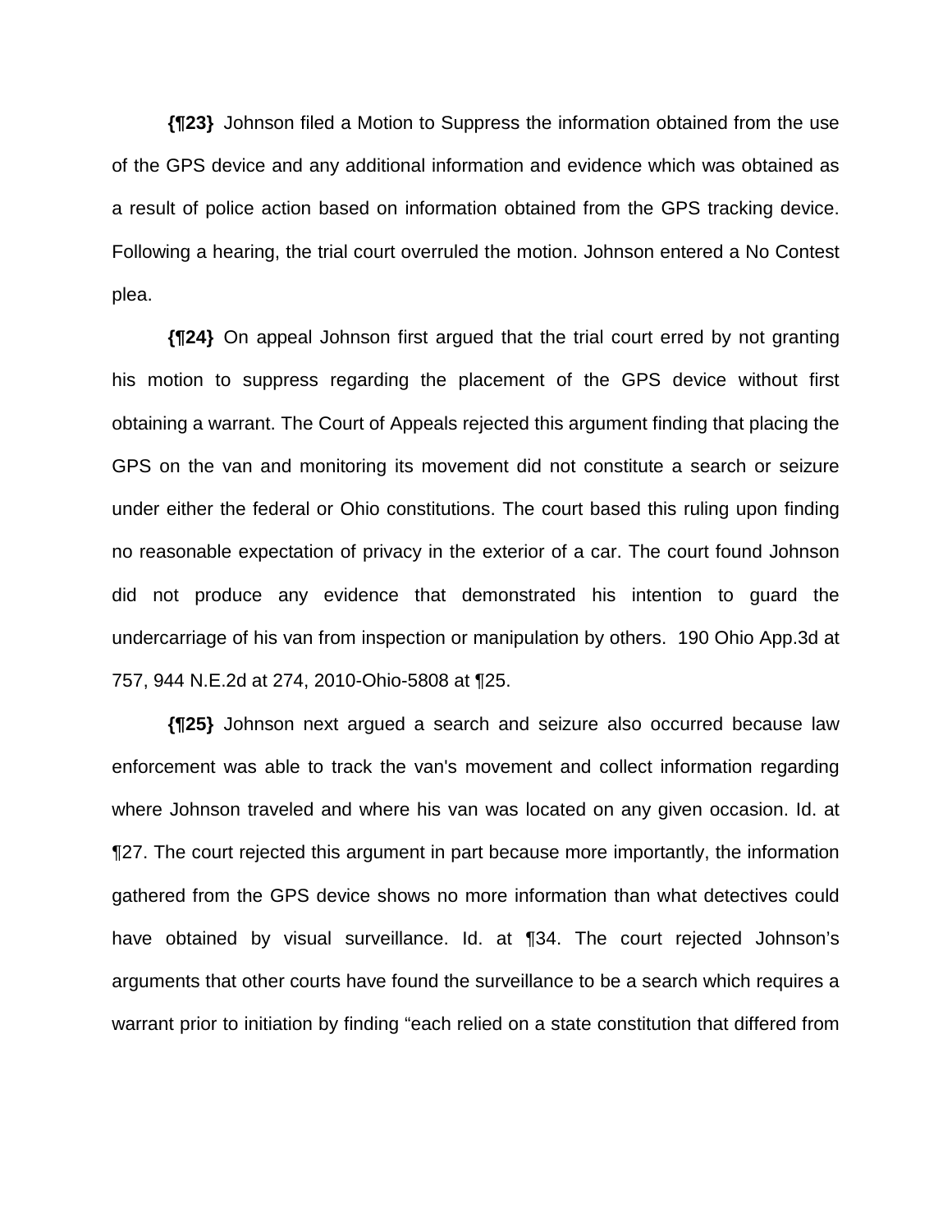**{¶23}** Johnson filed a Motion to Suppress the information obtained from the use of the GPS device and any additional information and evidence which was obtained as a result of police action based on information obtained from the GPS tracking device. Following a hearing, the trial court overruled the motion. Johnson entered a No Contest plea.

**{¶24}** On appeal Johnson first argued that the trial court erred by not granting his motion to suppress regarding the placement of the GPS device without first obtaining a warrant. The Court of Appeals rejected this argument finding that placing the GPS on the van and monitoring its movement did not constitute a search or seizure under either the federal or Ohio constitutions. The court based this ruling upon finding no reasonable expectation of privacy in the exterior of a car. The court found Johnson did not produce any evidence that demonstrated his intention to guard the undercarriage of his van from inspection or manipulation by others. 190 Ohio App.3d at 757, 944 N.E.2d at 274, 2010-Ohio-5808 at ¶25.

**{¶25}** Johnson next argued a search and seizure also occurred because law enforcement was able to track the van's movement and collect information regarding where Johnson traveled and where his van was located on any given occasion. Id. at ¶27. The court rejected this argument in part because more importantly, the information gathered from the GPS device shows no more information than what detectives could have obtained by visual surveillance. Id. at ¶34. The court rejected Johnson's arguments that other courts have found the surveillance to be a search which requires a warrant prior to initiation by finding "each relied on a state constitution that differed from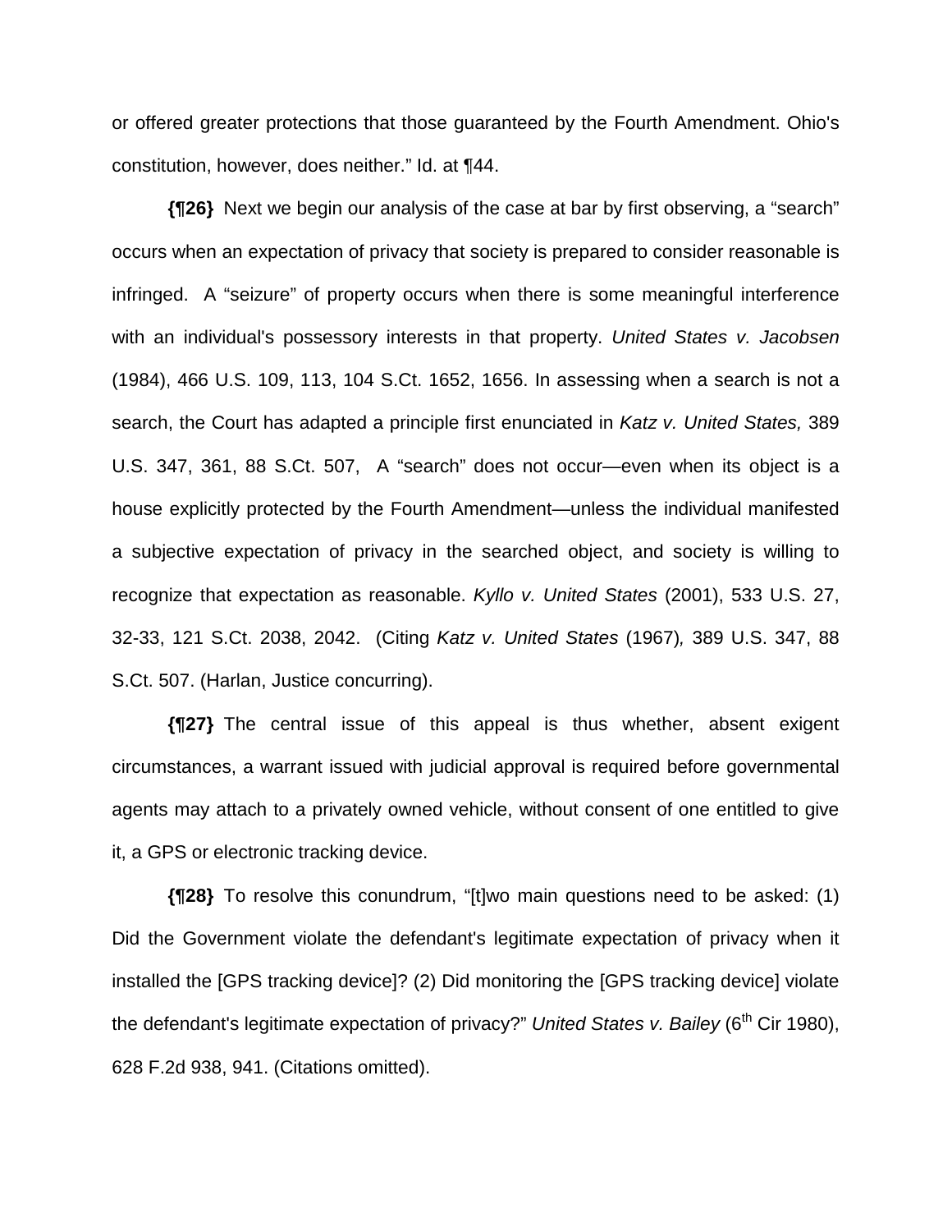or offered greater protections that those guaranteed by the Fourth Amendment. Ohio's constitution, however, does neither." Id. at ¶44.

**{¶26}** Next we begin our analysis of the case at bar by first observing, a "search" occurs when an expectation of privacy that society is prepared to consider reasonable is infringed. A "seizure" of property occurs when there is some meaningful interference with an individual's possessory interests in that property. *United States v. Jacobsen* (1984), 466 U.S. 109, 113, 104 S.Ct. 1652, 1656. In assessing when a search is not a search, the Court has adapted a principle first enunciated in *Katz v. United States,* 389 U.S. 347, 361, 88 S.Ct. 507, A "search" does not occur—even when its object is a house explicitly protected by the Fourth Amendment—unless the individual manifested a subjective expectation of privacy in the searched object, and society is willing to recognize that expectation as reasonable. *Kyllo v. United States* (2001), 533 U.S. 27, 32-33, 121 S.Ct. 2038, 2042. (Citing *Katz v. United States* (1967)*,* 389 U.S. 347, 88 S.Ct. 507. (Harlan, Justice concurring).

**{¶27}** The central issue of this appeal is thus whether, absent exigent circumstances, a warrant issued with judicial approval is required before governmental agents may attach to a privately owned vehicle, without consent of one entitled to give it, a GPS or electronic tracking device.

**{¶28}** To resolve this conundrum, "[t]wo main questions need to be asked: (1) Did the Government violate the defendant's legitimate expectation of privacy when it installed the [GPS tracking device]? (2) Did monitoring the [GPS tracking device] violate the defendant's legitimate expectation of privacy?" *United States v. Bailey* (6th Cir 1980), 628 F.2d 938, 941. (Citations omitted).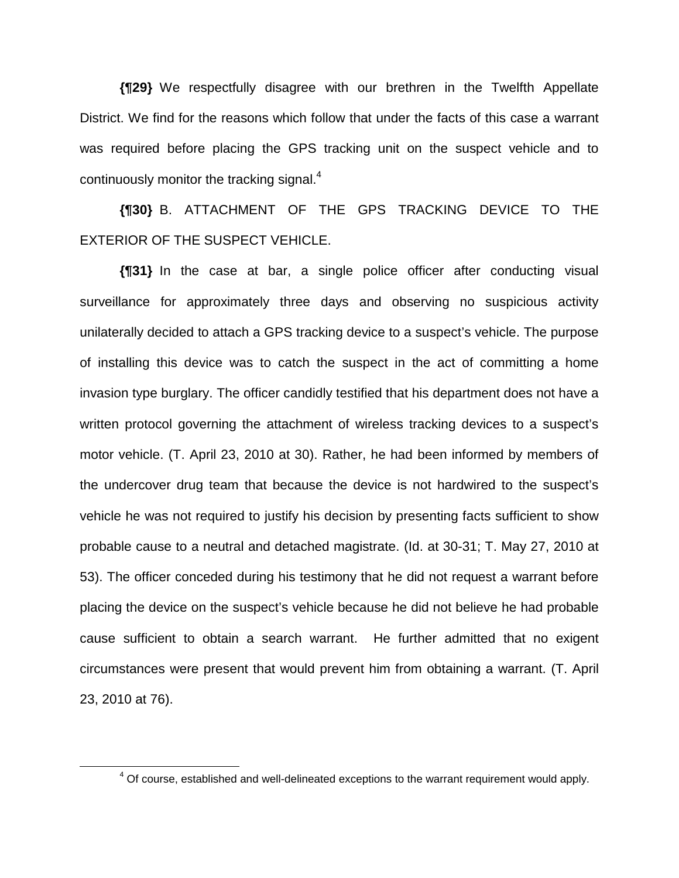**{¶29}** We respectfully disagree with our brethren in the Twelfth Appellate District. We find for the reasons which follow that under the facts of this case a warrant was required before placing the GPS tracking unit on the suspect vehicle and to continuously monitor the tracking signal.[4]

**{¶30}** B. ATTACHMENT OF THE GPS TRACKING DEVICE TO THE EXTERIOR OF THE SUSPECT VEHICLE.

**{¶31}** In the case at bar, a single police officer after conducting visual surveillance for approximately three days and observing no suspicious activity unilaterally decided to attach a GPS tracking device to a suspect's vehicle. The purpose of installing this device was to catch the suspect in the act of committing a home invasion type burglary. The officer candidly testified that his department does not have a written protocol governing the attachment of wireless tracking devices to a suspect's motor vehicle. (T. April 23, 2010 at 30). Rather, he had been informed by members of the undercover drug team that because the device is not hardwired to the suspect's vehicle he was not required to justify his decision by presenting facts sufficient to show probable cause to a neutral and detached magistrate. (Id. at 30-31; T. May 27, 2010 at 53). The officer conceded during his testimony that he did not request a warrant before placing the device on the suspect's vehicle because he did not believe he had probable cause sufficient to obtain a search warrant. He further admitted that no exigent circumstances were present that would prevent him from obtaining a warrant. (T. April 23, 2010 at 76).

[4] Of course, established and well-delineated exceptions to the warrant requirement would apply.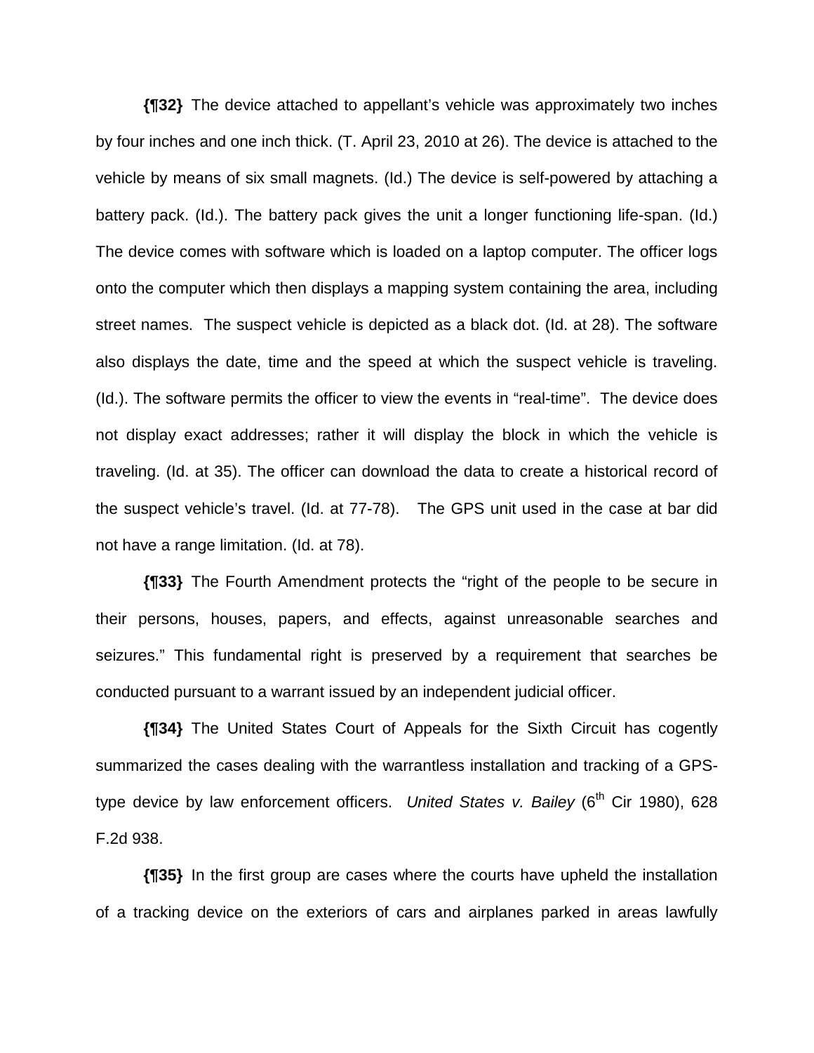**{¶32}** The device attached to appellant's vehicle was approximately two inches by four inches and one inch thick. (T. April 23, 2010 at 26). The device is attached to the vehicle by means of six small magnets. (Id.) The device is self-powered by attaching a battery pack. (Id.). The battery pack gives the unit a longer functioning life-span. (Id.) The device comes with software which is loaded on a laptop computer. The officer logs onto the computer which then displays a mapping system containing the area, including street names. The suspect vehicle is depicted as a black dot. (Id. at 28). The software also displays the date, time and the speed at which the suspect vehicle is traveling. (Id.). The software permits the officer to view the events in "real-time". The device does not display exact addresses; rather it will display the block in which the vehicle is traveling. (Id. at 35). The officer can download the data to create a historical record of the suspect vehicle's travel. (Id. at 77-78). The GPS unit used in the case at bar did not have a range limitation. (Id. at 78).

**{¶33}** The Fourth Amendment protects the "right of the people to be secure in their persons, houses, papers, and effects, against unreasonable searches and seizures." This fundamental right is preserved by a requirement that searches be conducted pursuant to a warrant issued by an independent judicial officer.

**{¶34}** The United States Court of Appeals for the Sixth Circuit has cogently summarized the cases dealing with the warrantless installation and tracking of a GPS-type device by law enforcement officers. *United States v. Bailey* (6th Cir 1980), 628 F.2d 938.

**{¶35}** In the first group are cases where the courts have upheld the installation of a tracking device on the exteriors of cars and airplanes parked in areas lawfully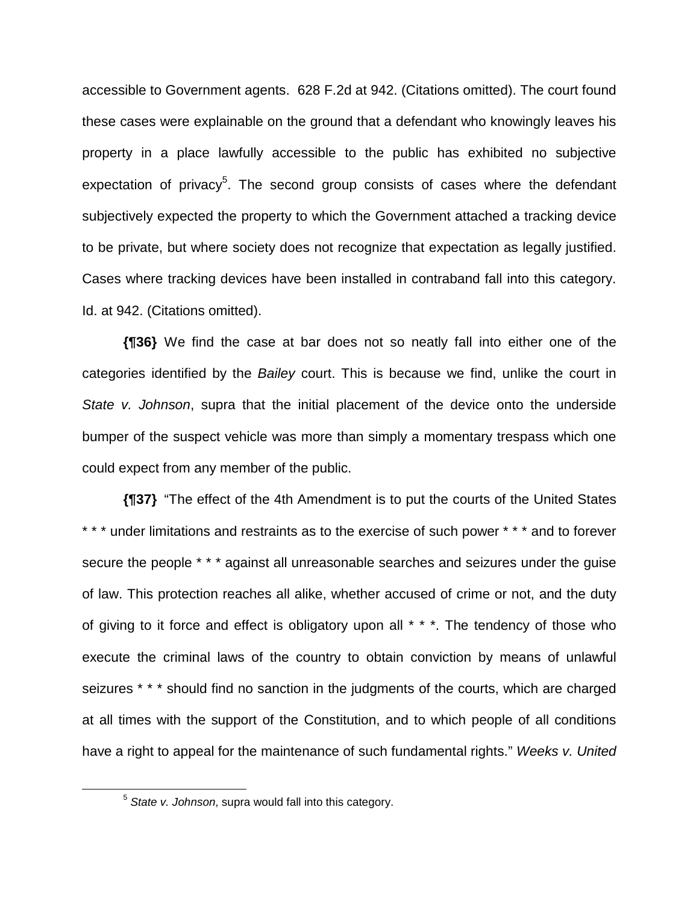accessible to Government agents. 628 F.2d at 942. (Citations omitted). The court found these cases were explainable on the ground that a defendant who knowingly leaves his property in a place lawfully accessible to the public has exhibited no subjective expectation of privacy[5]. The second group consists of cases where the defendant subjectively expected the property to which the Government attached a tracking device to be private, but where society does not recognize that expectation as legally justified. Cases where tracking devices have been installed in contraband fall into this category. Id. at 942. (Citations omitted).

**{¶36}** We find the case at bar does not so neatly fall into either one of the categories identified by the *Bailey* court. This is because we find, unlike the court in *State v. Johnson*, supra that the initial placement of the device onto the underside bumper of the suspect vehicle was more than simply a momentary trespass which one could expect from any member of the public.

**{¶37}** "The effect of the 4th Amendment is to put the courts of the United States * * * under limitations and restraints as to the exercise of such power * * * and to forever secure the people * * * against all unreasonable searches and seizures under the guise of law. This protection reaches all alike, whether accused of crime or not, and the duty of giving to it force and effect is obligatory upon all * * *. The tendency of those who execute the criminal laws of the country to obtain conviction by means of unlawful seizures * * * should find no sanction in the judgments of the courts, which are charged at all times with the support of the Constitution, and to which people of all conditions have a right to appeal for the maintenance of such fundamental rights." *Weeks v. United*

[5] *State v. Johnson*, supra would fall into this category.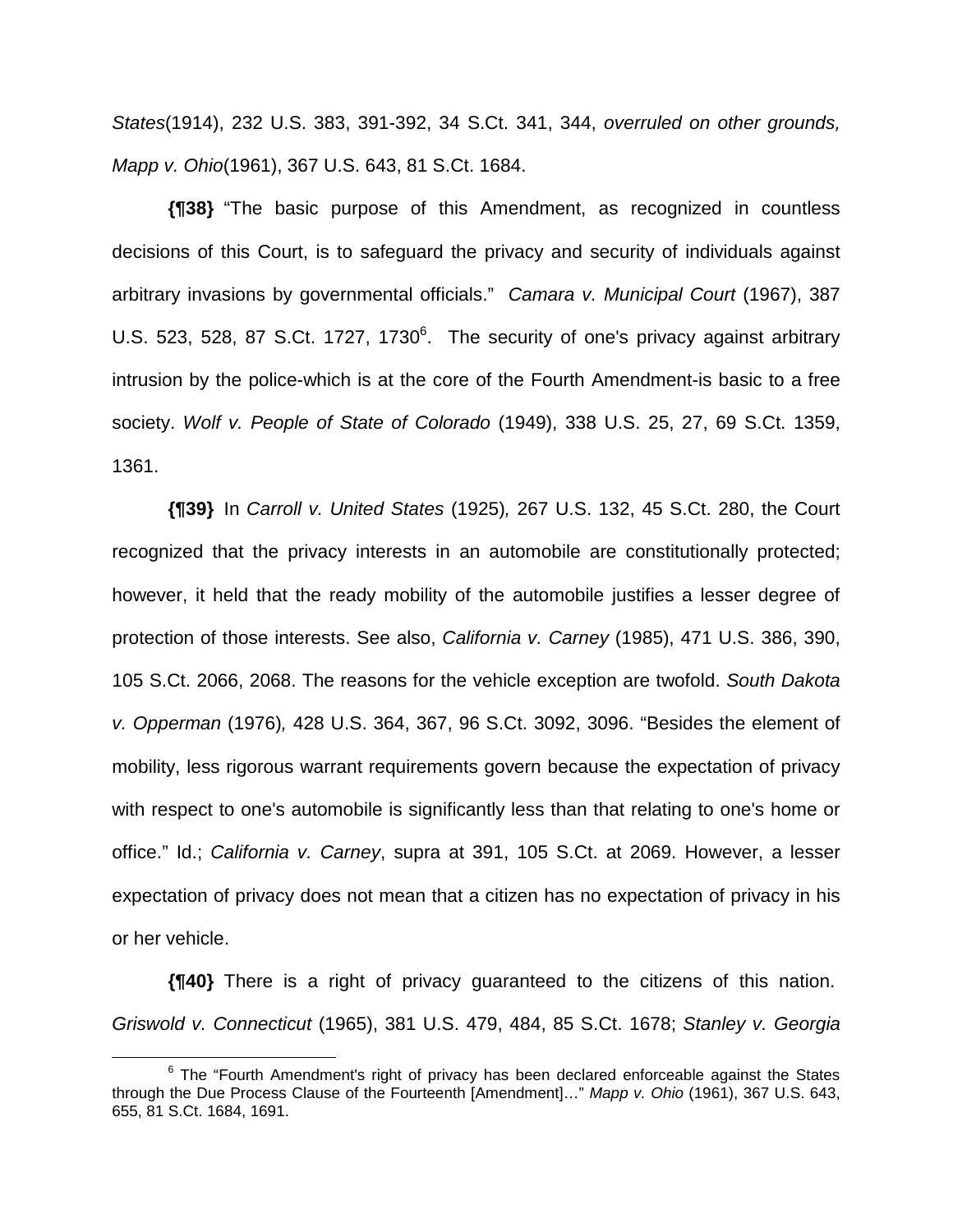*States*(1914), 232 U.S. 383, 391-392, 34 S.Ct. 341, 344, *overruled on other grounds, Mapp v. Ohio*(1961), 367 U.S. 643, 81 S.Ct. 1684.

**{¶38}** "The basic purpose of this Amendment, as recognized in countless decisions of this Court, is to safeguard the privacy and security of individuals against arbitrary invasions by governmental officials." *Camara v. Municipal Court* (1967), 387 U.S. 523, 528, 87 S.Ct. 1727, 1730[6]. The security of one's privacy against arbitrary intrusion by the police-which is at the core of the Fourth Amendment-is basic to a free society. *Wolf v. People of State of Colorado* (1949), 338 U.S. 25, 27, 69 S.Ct. 1359, 1361.

**{¶39}** In *Carroll v. United States* (1925), 267 U.S. 132, 45 S.Ct. 280, the Court recognized that the privacy interests in an automobile are constitutionally protected; however, it held that the ready mobility of the automobile justifies a lesser degree of protection of those interests. See also, *California v. Carney* (1985), 471 U.S. 386, 390, 105 S.Ct. 2066, 2068. The reasons for the vehicle exception are twofold. *South Dakota v. Opperman* (1976), 428 U.S. 364, 367, 96 S.Ct. 3092, 3096. "Besides the element of mobility, less rigorous warrant requirements govern because the expectation of privacy with respect to one's automobile is significantly less than that relating to one's home or office." Id.; *California v. Carney*, supra at 391, 105 S.Ct. at 2069. However, a lesser expectation of privacy does not mean that a citizen has no expectation of privacy in his or her vehicle.

**{¶40}** There is a right of privacy guaranteed to the citizens of this nation. *Griswold v. Connecticut* (1965), 381 U.S. 479, 484, 85 S.Ct. 1678; *Stanley v. Georgia*

---

[6] The "Fourth Amendment's right of privacy has been declared enforceable against the States through the Due Process Clause of the Fourteenth [Amendment]…" *Mapp v. Ohio* (1961), 367 U.S. 643, 655, 81 S.Ct. 1684, 1691.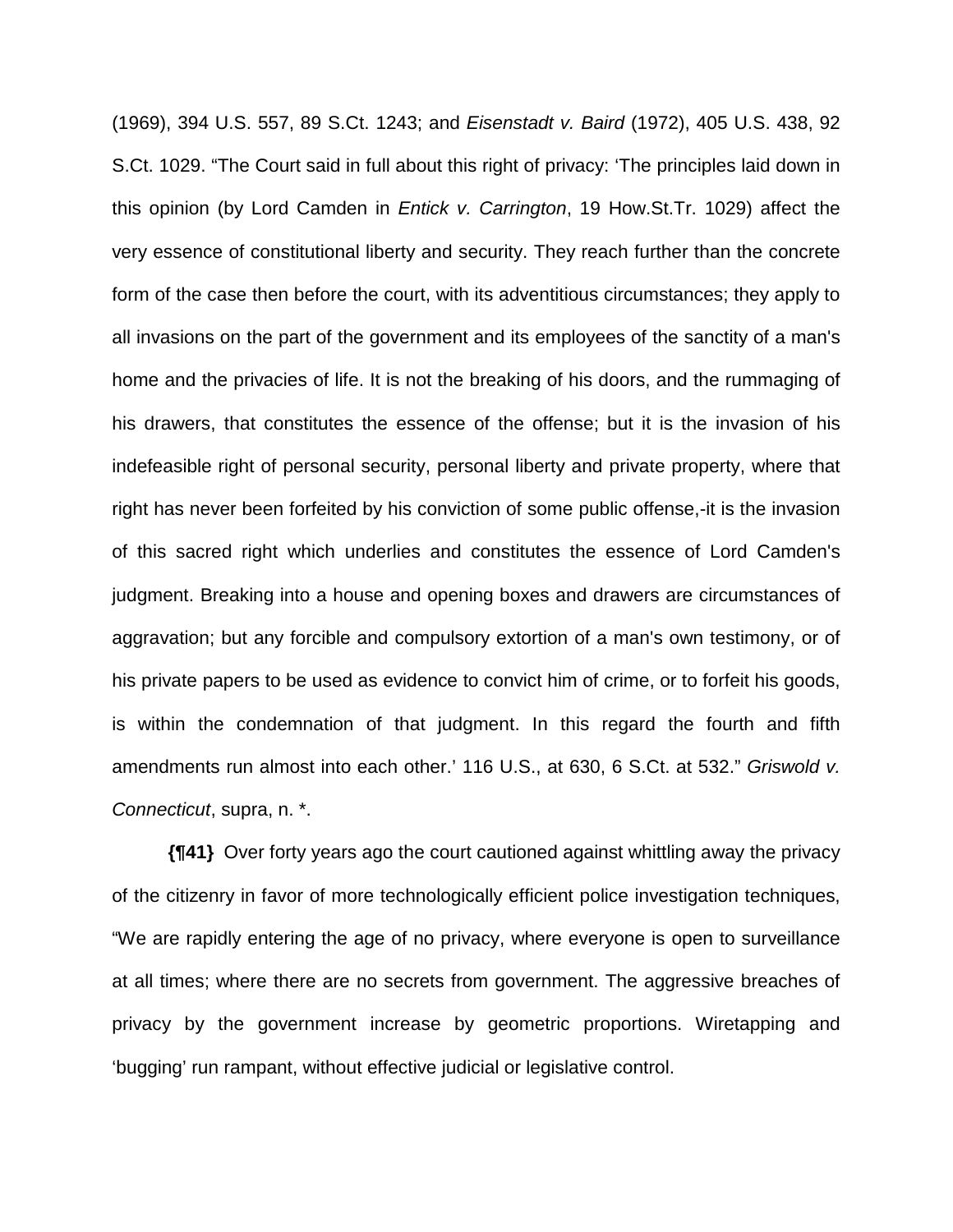(1969), 394 U.S. 557, 89 S.Ct. 1243; and *Eisenstadt v. Baird* (1972), 405 U.S. 438, 92 S.Ct. 1029. "The Court said in full about this right of privacy: 'The principles laid down in this opinion (by Lord Camden in *Entick v. Carrington*, 19 How.St.Tr. 1029) affect the very essence of constitutional liberty and security. They reach further than the concrete form of the case then before the court, with its adventitious circumstances; they apply to all invasions on the part of the government and its employees of the sanctity of a man's home and the privacies of life. It is not the breaking of his doors, and the rummaging of his drawers, that constitutes the essence of the offense; but it is the invasion of his indefeasible right of personal security, personal liberty and private property, where that right has never been forfeited by his conviction of some public offense,-it is the invasion of this sacred right which underlies and constitutes the essence of Lord Camden's judgment. Breaking into a house and opening boxes and drawers are circumstances of aggravation; but any forcible and compulsory extortion of a man's own testimony, or of his private papers to be used as evidence to convict him of crime, or to forfeit his goods, is within the condemnation of that judgment. In this regard the fourth and fifth amendments run almost into each other.' 116 U.S., at 630, 6 S.Ct. at 532." *Griswold v. Connecticut*, supra, n. *.

**{¶41}** Over forty years ago the court cautioned against whittling away the privacy of the citizenry in favor of more technologically efficient police investigation techniques, "We are rapidly entering the age of no privacy, where everyone is open to surveillance at all times; where there are no secrets from government. The aggressive breaches of privacy by the government increase by geometric proportions. Wiretapping and 'bugging' run rampant, without effective judicial or legislative control.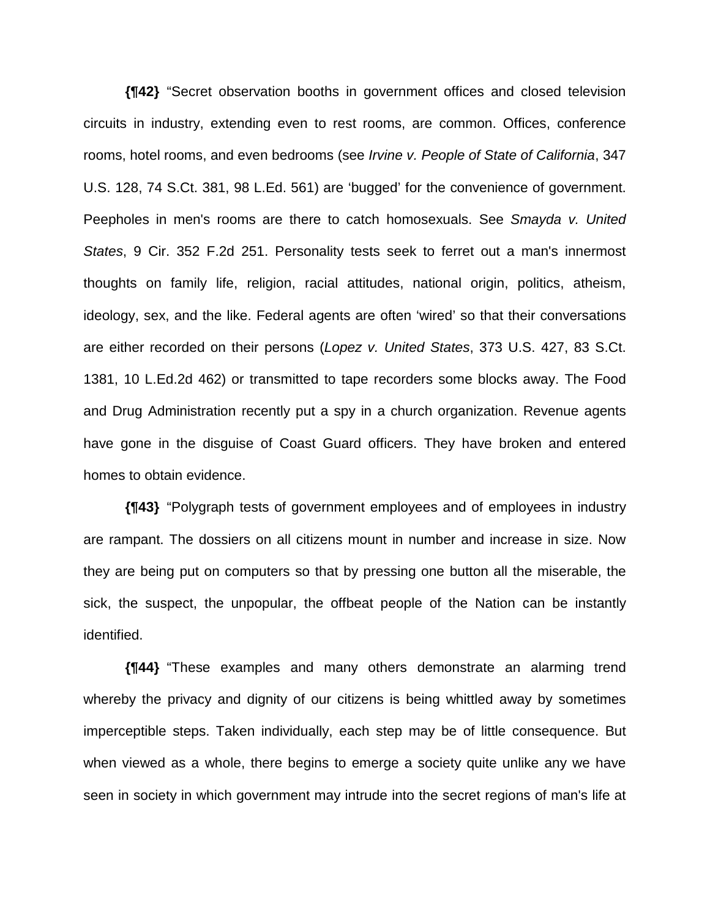**{¶42}** "Secret observation booths in government offices and closed television circuits in industry, extending even to rest rooms, are common. Offices, conference rooms, hotel rooms, and even bedrooms (see *Irvine v. People of State of California*, 347 U.S. 128, 74 S.Ct. 381, 98 L.Ed. 561) are 'bugged' for the convenience of government. Peepholes in men's rooms are there to catch homosexuals. See *Smayda v. United States*, 9 Cir. 352 F.2d 251. Personality tests seek to ferret out a man's innermost thoughts on family life, religion, racial attitudes, national origin, politics, atheism, ideology, sex, and the like. Federal agents are often 'wired' so that their conversations are either recorded on their persons (*Lopez v. United States*, 373 U.S. 427, 83 S.Ct. 1381, 10 L.Ed.2d 462) or transmitted to tape recorders some blocks away. The Food and Drug Administration recently put a spy in a church organization. Revenue agents have gone in the disguise of Coast Guard officers. They have broken and entered homes to obtain evidence.

**{¶43}** "Polygraph tests of government employees and of employees in industry are rampant. The dossiers on all citizens mount in number and increase in size. Now they are being put on computers so that by pressing one button all the miserable, the sick, the suspect, the unpopular, the offbeat people of the Nation can be instantly identified.

**{¶44}** "These examples and many others demonstrate an alarming trend whereby the privacy and dignity of our citizens is being whittled away by sometimes imperceptible steps. Taken individually, each step may be of little consequence. But when viewed as a whole, there begins to emerge a society quite unlike any we have seen in society in which government may intrude into the secret regions of man's life at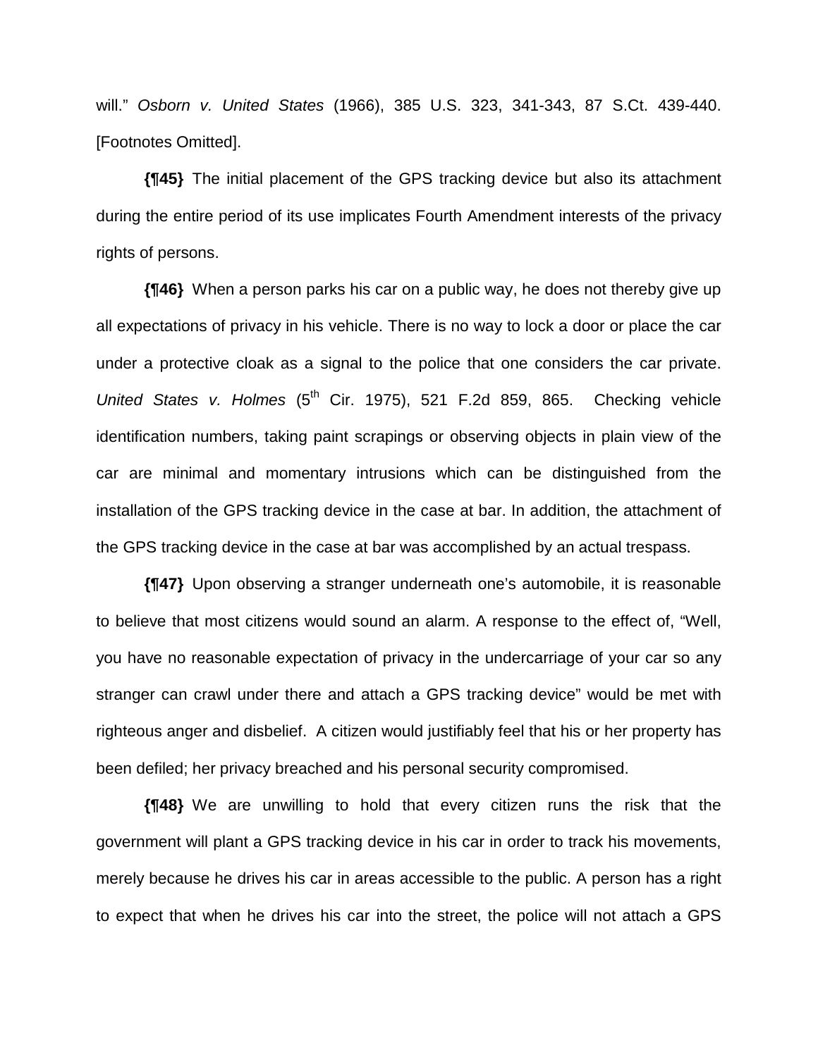will." *Osborn v. United States* (1966), 385 U.S. 323, 341-343, 87 S.Ct. 439-440. [Footnotes Omitted].

**{¶45}** The initial placement of the GPS tracking device but also its attachment during the entire period of its use implicates Fourth Amendment interests of the privacy rights of persons.

**{¶46}** When a person parks his car on a public way, he does not thereby give up all expectations of privacy in his vehicle. There is no way to lock a door or place the car under a protective cloak as a signal to the police that one considers the car private. *United States v. Holmes* (5th Cir. 1975), 521 F.2d 859, 865. Checking vehicle identification numbers, taking paint scrapings or observing objects in plain view of the car are minimal and momentary intrusions which can be distinguished from the installation of the GPS tracking device in the case at bar. In addition, the attachment of the GPS tracking device in the case at bar was accomplished by an actual trespass.

**{¶47}** Upon observing a stranger underneath one's automobile, it is reasonable to believe that most citizens would sound an alarm. A response to the effect of, "Well, you have no reasonable expectation of privacy in the undercarriage of your car so any stranger can crawl under there and attach a GPS tracking device" would be met with righteous anger and disbelief. A citizen would justifiably feel that his or her property has been defiled; her privacy breached and his personal security compromised.

**{¶48}** We are unwilling to hold that every citizen runs the risk that the government will plant a GPS tracking device in his car in order to track his movements, merely because he drives his car in areas accessible to the public. A person has a right to expect that when he drives his car into the street, the police will not attach a GPS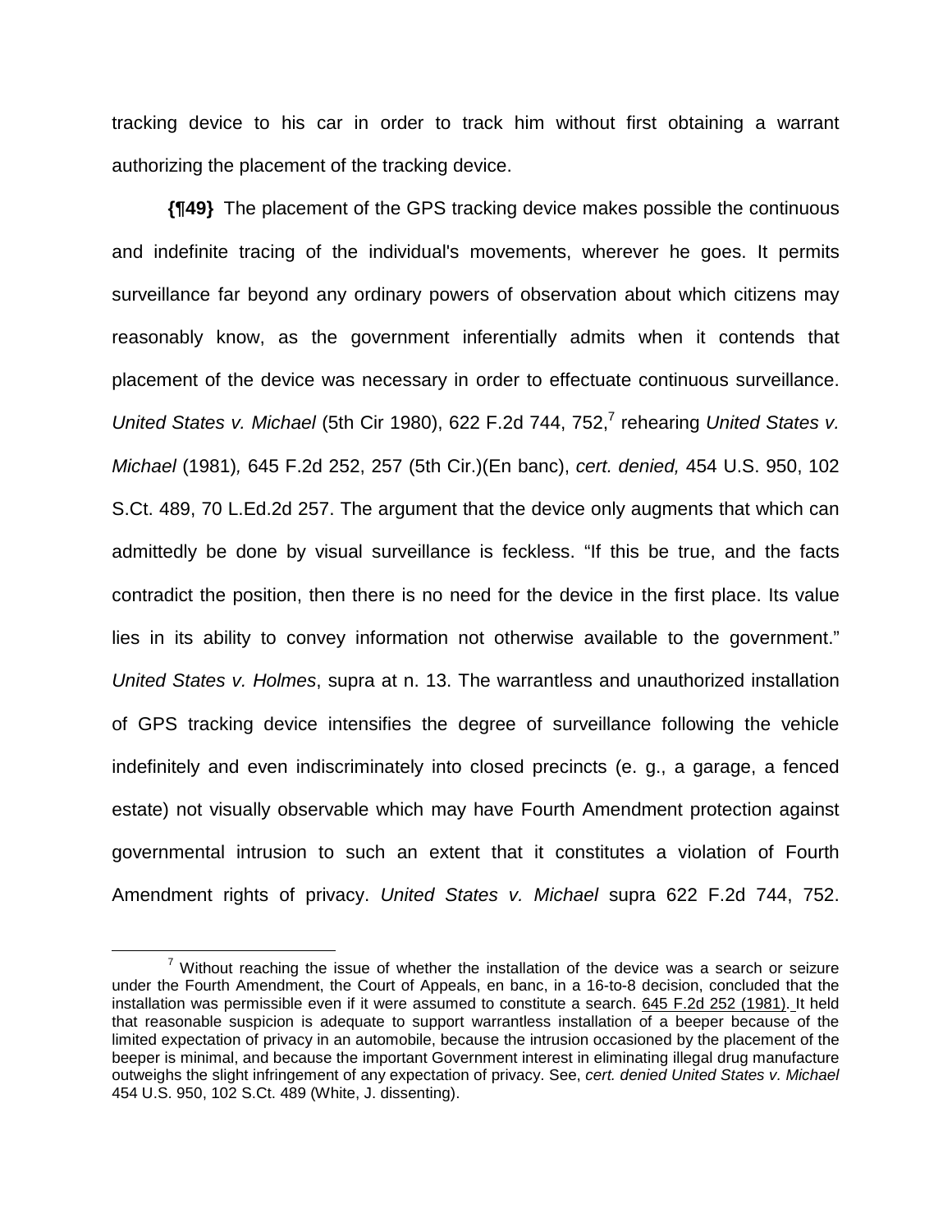tracking device to his car in order to track him without first obtaining a warrant authorizing the placement of the tracking device.

**{¶49}** The placement of the GPS tracking device makes possible the continuous and indefinite tracing of the individual's movements, wherever he goes. It permits surveillance far beyond any ordinary powers of observation about which citizens may reasonably know, as the government inferentially admits when it contends that placement of the device was necessary in order to effectuate continuous surveillance. *United States v. Michael* (5th Cir 1980), 622 F.2d 744, 752,[7] rehearing *United States v. Michael* (1981)*,* 645 F.2d 252, 257 (5th Cir.)(En banc), *cert. denied,* 454 U.S. 950, 102 S.Ct. 489, 70 L.Ed.2d 257. The argument that the device only augments that which can admittedly be done by visual surveillance is feckless. "If this be true, and the facts contradict the position, then there is no need for the device in the first place. Its value lies in its ability to convey information not otherwise available to the government." *United States v. Holmes*, supra at n. 13. The warrantless and unauthorized installation of GPS tracking device intensifies the degree of surveillance following the vehicle indefinitely and even indiscriminately into closed precincts (e. g., a garage, a fenced estate) not visually observable which may have Fourth Amendment protection against governmental intrusion to such an extent that it constitutes a violation of Fourth Amendment rights of privacy. *United States v. Michael* supra 622 F.2d 744, 752.

[7] Without reaching the issue of whether the installation of the device was a search or seizure under the Fourth Amendment, the Court of Appeals, en banc, in a 16-to-8 decision, concluded that the installation was permissible even if it were assumed to constitute a search. 645 F.2d 252 (1981). It held that reasonable suspicion is adequate to support warrantless installation of a beeper because of the limited expectation of privacy in an automobile, because the intrusion occasioned by the placement of the beeper is minimal, and because the important Government interest in eliminating illegal drug manufacture outweighs the slight infringement of any expectation of privacy. See, *cert. denied United States v. Michael* 454 U.S. 950, 102 S.Ct. 489 (White, J. dissenting).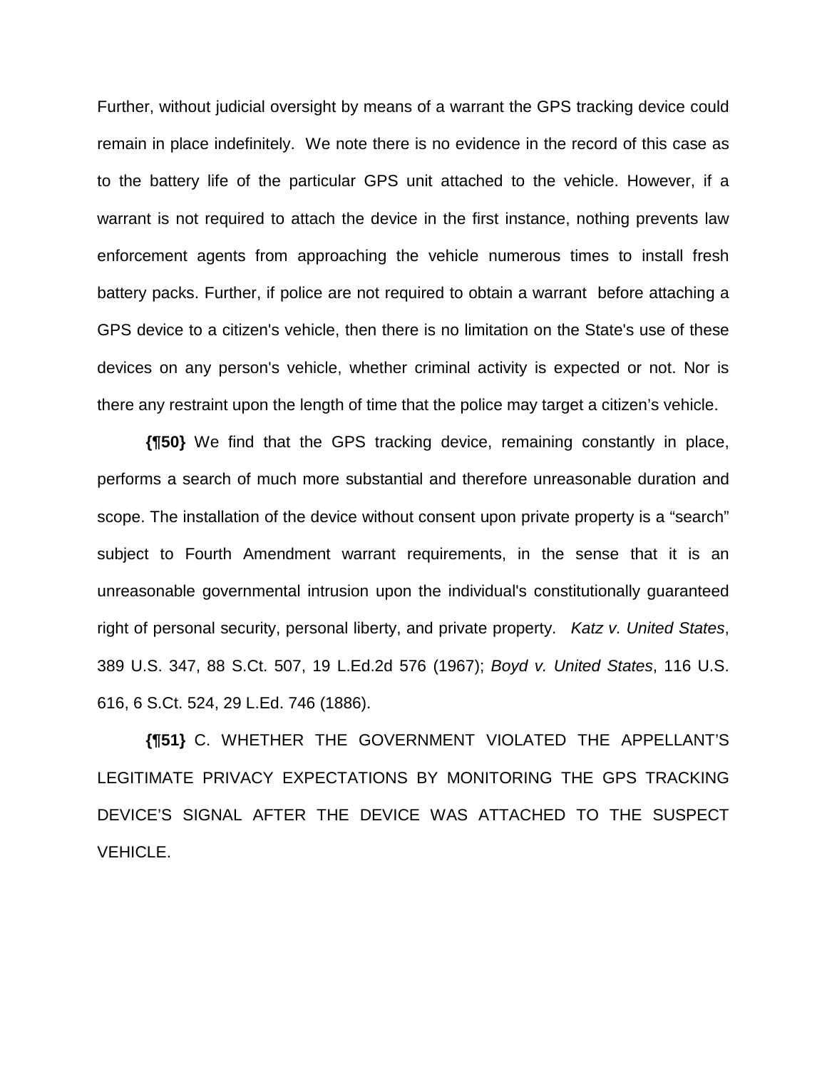Further, without judicial oversight by means of a warrant the GPS tracking device could remain in place indefinitely. We note there is no evidence in the record of this case as to the battery life of the particular GPS unit attached to the vehicle. However, if a warrant is not required to attach the device in the first instance, nothing prevents law enforcement agents from approaching the vehicle numerous times to install fresh battery packs. Further, if police are not required to obtain a warrant before attaching a GPS device to a citizen's vehicle, then there is no limitation on the State's use of these devices on any person's vehicle, whether criminal activity is expected or not. Nor is there any restraint upon the length of time that the police may target a citizen's vehicle.

**{¶50}** We find that the GPS tracking device, remaining constantly in place, performs a search of much more substantial and therefore unreasonable duration and scope. The installation of the device without consent upon private property is a "search" subject to Fourth Amendment warrant requirements, in the sense that it is an unreasonable governmental intrusion upon the individual's constitutionally guaranteed right of personal security, personal liberty, and private property. *Katz v. United States*, 389 U.S. 347, 88 S.Ct. 507, 19 L.Ed.2d 576 (1967); *Boyd v. United States*, 116 U.S. 616, 6 S.Ct. 524, 29 L.Ed. 746 (1886).

**{¶51}** C. WHETHER THE GOVERNMENT VIOLATED THE APPELLANT'S LEGITIMATE PRIVACY EXPECTATIONS BY MONITORING THE GPS TRACKING DEVICE'S SIGNAL AFTER THE DEVICE WAS ATTACHED TO THE SUSPECT VEHICLE.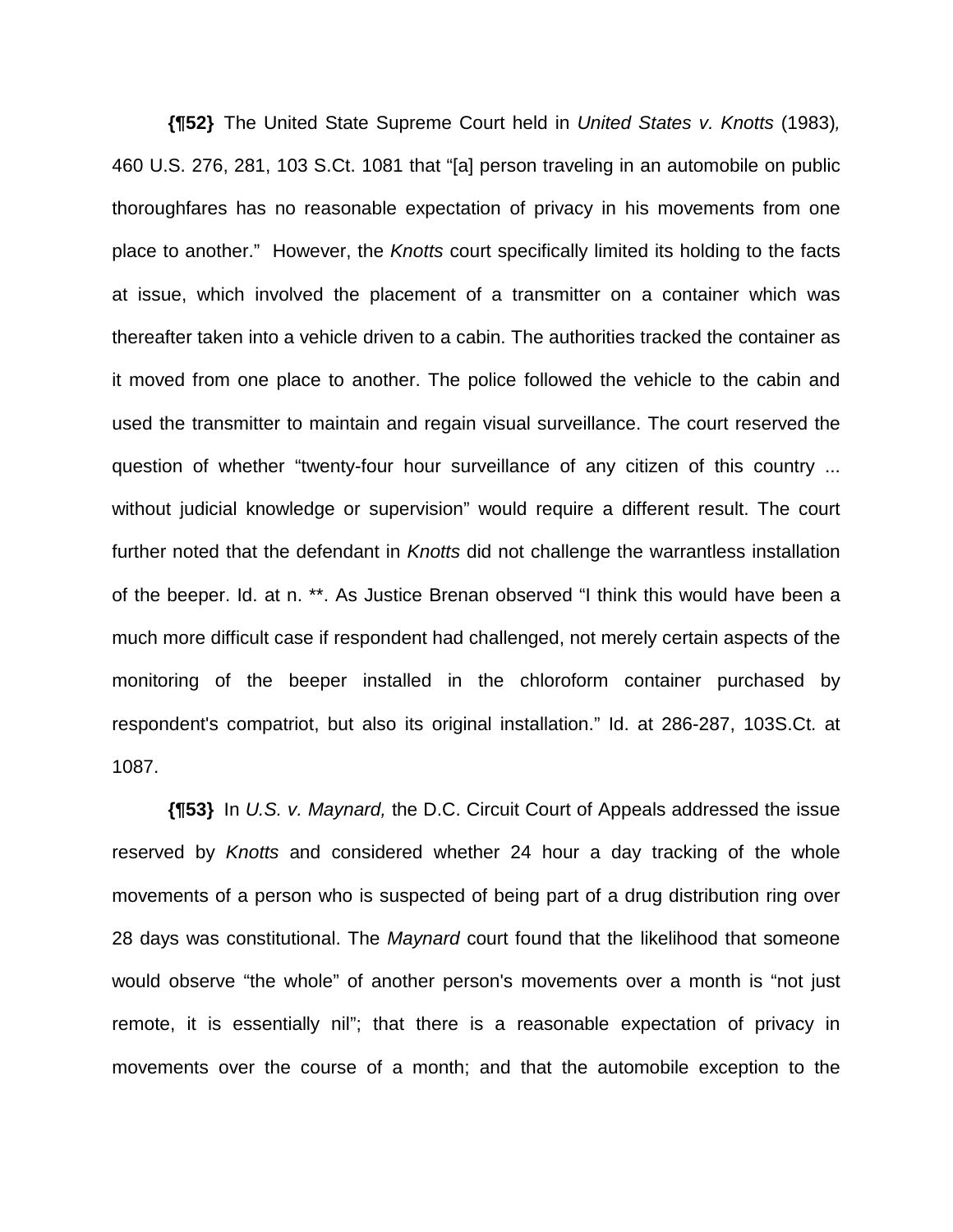**{¶52}** The United State Supreme Court held in *United States v. Knotts* (1983)*,* 460 U.S. 276, 281, 103 S.Ct. 1081 that "[a] person traveling in an automobile on public thoroughfares has no reasonable expectation of privacy in his movements from one place to another." However, the *Knotts* court specifically limited its holding to the facts at issue, which involved the placement of a transmitter on a container which was thereafter taken into a vehicle driven to a cabin. The authorities tracked the container as it moved from one place to another. The police followed the vehicle to the cabin and used the transmitter to maintain and regain visual surveillance. The court reserved the question of whether "twenty-four hour surveillance of any citizen of this country ... without judicial knowledge or supervision" would require a different result. The court further noted that the defendant in *Knotts* did not challenge the warrantless installation of the beeper. Id. at n. **. As Justice Brenan observed "I think this would have been a much more difficult case if respondent had challenged, not merely certain aspects of the monitoring of the beeper installed in the chloroform container purchased by respondent's compatriot, but also its original installation." Id. at 286-287, 103S.Ct. at 1087.

**{¶53}** In *U.S. v. Maynard,* the D.C. Circuit Court of Appeals addressed the issue reserved by *Knotts* and considered whether 24 hour a day tracking of the whole movements of a person who is suspected of being part of a drug distribution ring over 28 days was constitutional. The *Maynard* court found that the likelihood that someone would observe "the whole" of another person's movements over a month is "not just remote, it is essentially nil"; that there is a reasonable expectation of privacy in movements over the course of a month; and that the automobile exception to the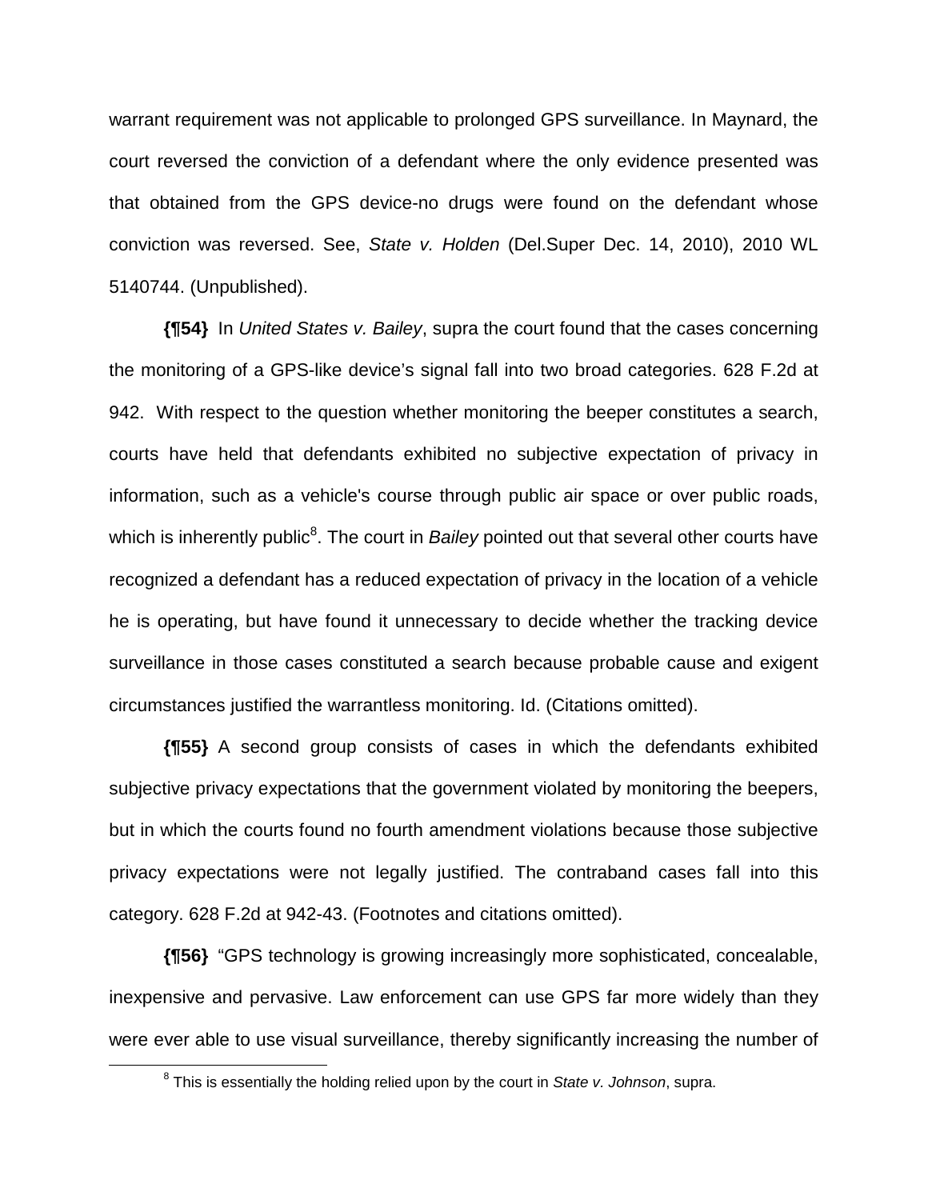warrant requirement was not applicable to prolonged GPS surveillance. In Maynard, the court reversed the conviction of a defendant where the only evidence presented was that obtained from the GPS device-no drugs were found on the defendant whose conviction was reversed. See, *State v. Holden* (Del.Super Dec. 14, 2010), 2010 WL 5140744. (Unpublished).

**{¶54}** In *United States v. Bailey*, supra the court found that the cases concerning the monitoring of a GPS-like device's signal fall into two broad categories. 628 F.2d at 942. With respect to the question whether monitoring the beeper constitutes a search, courts have held that defendants exhibited no subjective expectation of privacy in information, such as a vehicle's course through public air space or over public roads, which is inherently public[8]. The court in *Bailey* pointed out that several other courts have recognized a defendant has a reduced expectation of privacy in the location of a vehicle he is operating, but have found it unnecessary to decide whether the tracking device surveillance in those cases constituted a search because probable cause and exigent circumstances justified the warrantless monitoring. Id. (Citations omitted).

**{¶55}** A second group consists of cases in which the defendants exhibited subjective privacy expectations that the government violated by monitoring the beepers, but in which the courts found no fourth amendment violations because those subjective privacy expectations were not legally justified. The contraband cases fall into this category. 628 F.2d at 942-43. (Footnotes and citations omitted).

**{¶56}** "GPS technology is growing increasingly more sophisticated, concealable, inexpensive and pervasive. Law enforcement can use GPS far more widely than they were ever able to use visual surveillance, thereby significantly increasing the number of

[8] This is essentially the holding relied upon by the court in *State v. Johnson*, supra.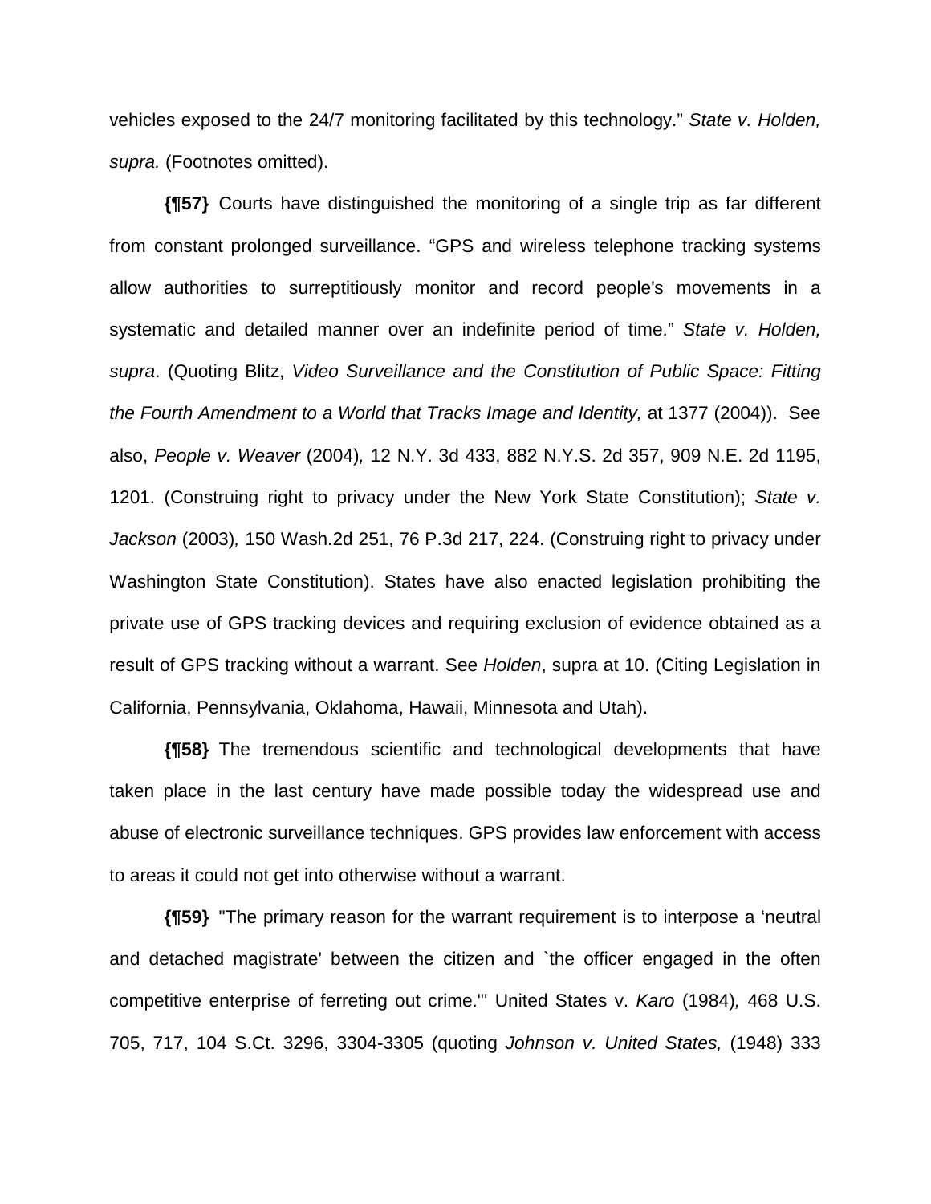vehicles exposed to the 24/7 monitoring facilitated by this technology." *State v. Holden, supra.* (Footnotes omitted).

**{¶57}** Courts have distinguished the monitoring of a single trip as far different from constant prolonged surveillance. "GPS and wireless telephone tracking systems allow authorities to surreptitiously monitor and record people's movements in a systematic and detailed manner over an indefinite period of time." *State v. Holden, supra*. (Quoting Blitz, *Video Surveillance and the Constitution of Public Space: Fitting the Fourth Amendment to a World that Tracks Image and Identity,* at 1377 (2004)). See also, *People v. Weaver* (2004)*,* 12 N.Y. 3d 433, 882 N.Y.S. 2d 357, 909 N.E. 2d 1195, 1201. (Construing right to privacy under the New York State Constitution); *State v. Jackson* (2003)*,* 150 Wash.2d 251, 76 P.3d 217, 224. (Construing right to privacy under Washington State Constitution). States have also enacted legislation prohibiting the private use of GPS tracking devices and requiring exclusion of evidence obtained as a result of GPS tracking without a warrant. See *Holden*, supra at 10. (Citing Legislation in California, Pennsylvania, Oklahoma, Hawaii, Minnesota and Utah).

**{¶58}** The tremendous scientific and technological developments that have taken place in the last century have made possible today the widespread use and abuse of electronic surveillance techniques. GPS provides law enforcement with access to areas it could not get into otherwise without a warrant.

**{¶59}** "The primary reason for the warrant requirement is to interpose a 'neutral and detached magistrate' between the citizen and `the officer engaged in the often competitive enterprise of ferreting out crime.'" United States v. *Karo* (1984)*,* 468 U.S. 705, 717, 104 S.Ct. 3296, 3304-3305 (quoting *Johnson v. United States,* (1948) 333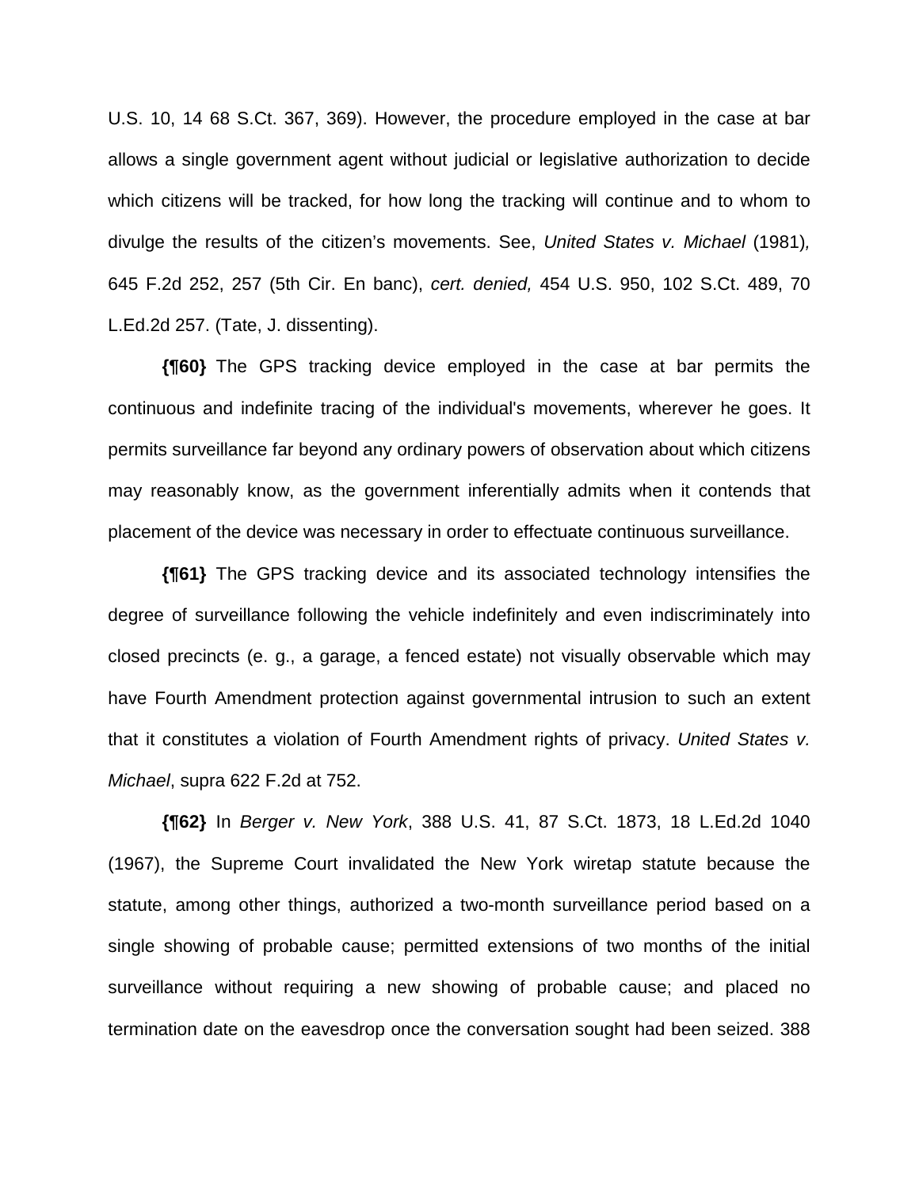U.S. 10, 14 68 S.Ct. 367, 369). However, the procedure employed in the case at bar allows a single government agent without judicial or legislative authorization to decide which citizens will be tracked, for how long the tracking will continue and to whom to divulge the results of the citizen's movements. See, *United States v. Michael* (1981)*,* 645 F.2d 252, 257 (5th Cir. En banc), *cert. denied,* 454 U.S. 950, 102 S.Ct. 489, 70 L.Ed.2d 257. (Tate, J. dissenting).

**{¶60}** The GPS tracking device employed in the case at bar permits the continuous and indefinite tracing of the individual's movements, wherever he goes. It permits surveillance far beyond any ordinary powers of observation about which citizens may reasonably know, as the government inferentially admits when it contends that placement of the device was necessary in order to effectuate continuous surveillance.

**{¶61}** The GPS tracking device and its associated technology intensifies the degree of surveillance following the vehicle indefinitely and even indiscriminately into closed precincts (e. g., a garage, a fenced estate) not visually observable which may have Fourth Amendment protection against governmental intrusion to such an extent that it constitutes a violation of Fourth Amendment rights of privacy. *United States v. Michael*, supra 622 F.2d at 752.

**{¶62}** In *Berger v. New York*, 388 U.S. 41, 87 S.Ct. 1873, 18 L.Ed.2d 1040 (1967), the Supreme Court invalidated the New York wiretap statute because the statute, among other things, authorized a two-month surveillance period based on a single showing of probable cause; permitted extensions of two months of the initial surveillance without requiring a new showing of probable cause; and placed no termination date on the eavesdrop once the conversation sought had been seized. 388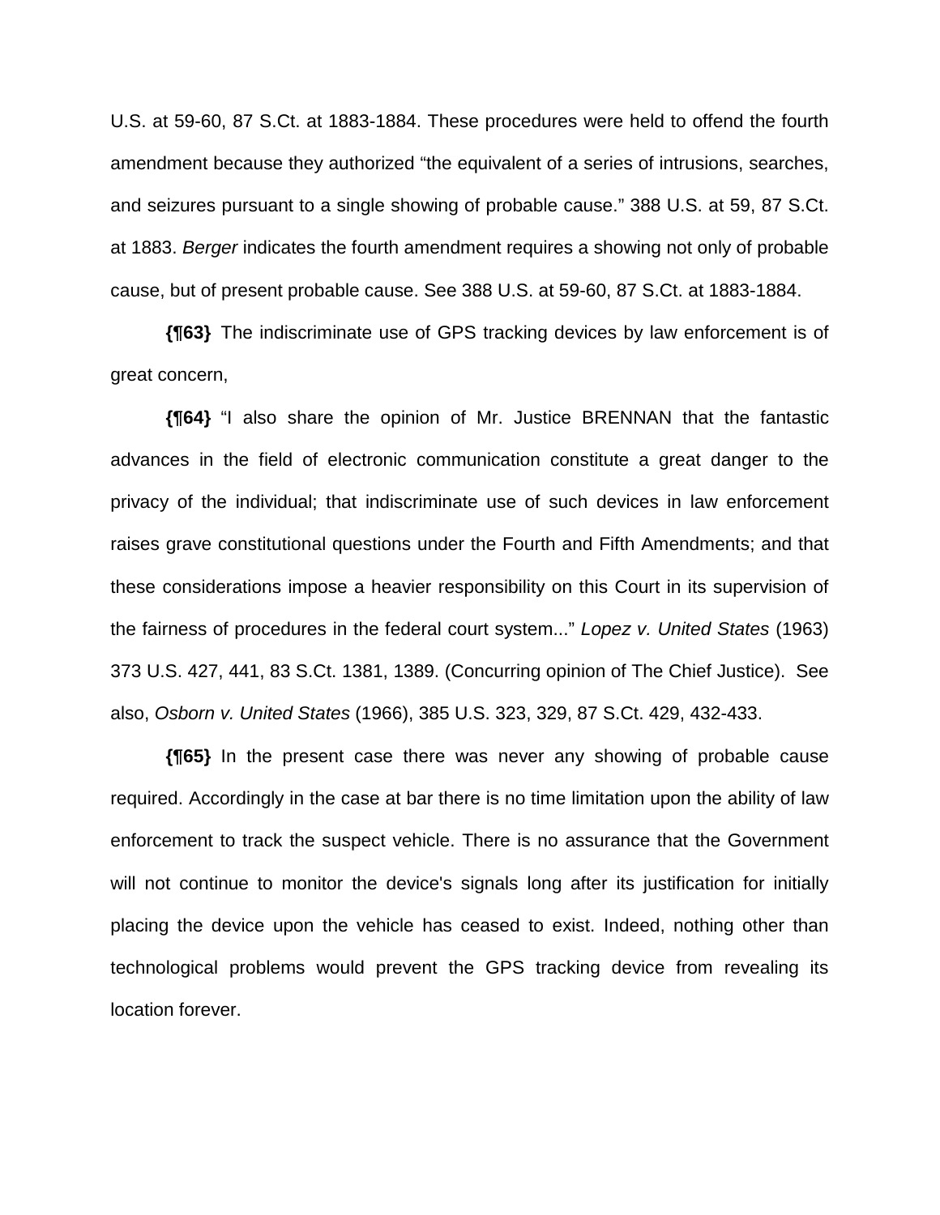U.S. at 59-60, 87 S.Ct. at 1883-1884. These procedures were held to offend the fourth amendment because they authorized "the equivalent of a series of intrusions, searches, and seizures pursuant to a single showing of probable cause." 388 U.S. at 59, 87 S.Ct. at 1883. *Berger* indicates the fourth amendment requires a showing not only of probable cause, but of present probable cause. See 388 U.S. at 59-60, 87 S.Ct. at 1883-1884.

**{¶63}** The indiscriminate use of GPS tracking devices by law enforcement is of great concern,

**{¶64}** "I also share the opinion of Mr. Justice BRENNAN that the fantastic advances in the field of electronic communication constitute a great danger to the privacy of the individual; that indiscriminate use of such devices in law enforcement raises grave constitutional questions under the Fourth and Fifth Amendments; and that these considerations impose a heavier responsibility on this Court in its supervision of the fairness of procedures in the federal court system..." *Lopez v. United States* (1963) 373 U.S. 427, 441, 83 S.Ct. 1381, 1389. (Concurring opinion of The Chief Justice). See also, *Osborn v. United States* (1966), 385 U.S. 323, 329, 87 S.Ct. 429, 432-433.

**{¶65}** In the present case there was never any showing of probable cause required. Accordingly in the case at bar there is no time limitation upon the ability of law enforcement to track the suspect vehicle. There is no assurance that the Government will not continue to monitor the device's signals long after its justification for initially placing the device upon the vehicle has ceased to exist. Indeed, nothing other than technological problems would prevent the GPS tracking device from revealing its location forever.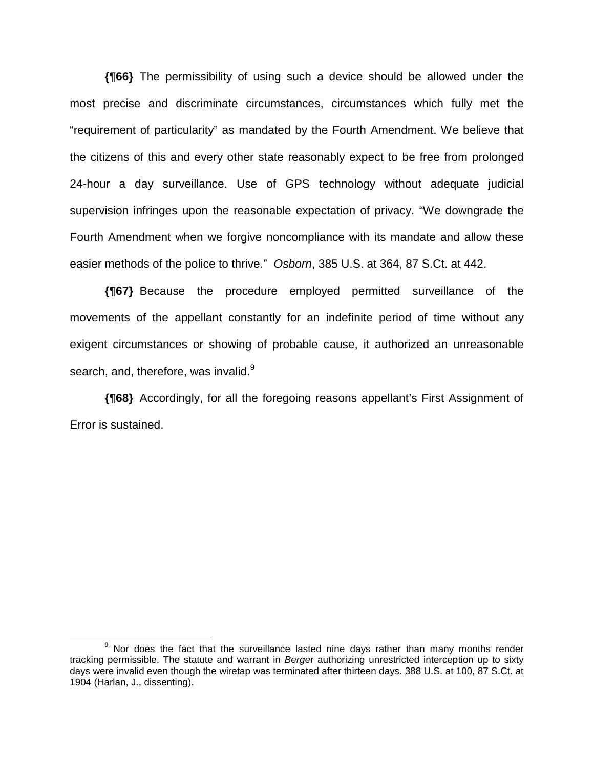**{¶66}** The permissibility of using such a device should be allowed under the most precise and discriminate circumstances, circumstances which fully met the "requirement of particularity" as mandated by the Fourth Amendment. We believe that the citizens of this and every other state reasonably expect to be free from prolonged 24-hour a day surveillance. Use of GPS technology without adequate judicial supervision infringes upon the reasonable expectation of privacy. "We downgrade the Fourth Amendment when we forgive noncompliance with its mandate and allow these easier methods of the police to thrive." *Osborn*, 385 U.S. at 364, 87 S.Ct. at 442.

**{¶67}** Because the procedure employed permitted surveillance of the movements of the appellant constantly for an indefinite period of time without any exigent circumstances or showing of probable cause, it authorized an unreasonable search, and, therefore, was invalid.[9]

**{¶68}** Accordingly, for all the foregoing reasons appellant's First Assignment of Error is sustained.

---

[9] Nor does the fact that the surveillance lasted nine days rather than many months render tracking permissible. The statute and warrant in *Berger* authorizing unrestricted interception up to sixty days were invalid even though the wiretap was terminated after thirteen days. 388 U.S. at 100, 87 S.Ct. at 1904 (Harlan, J., dissenting).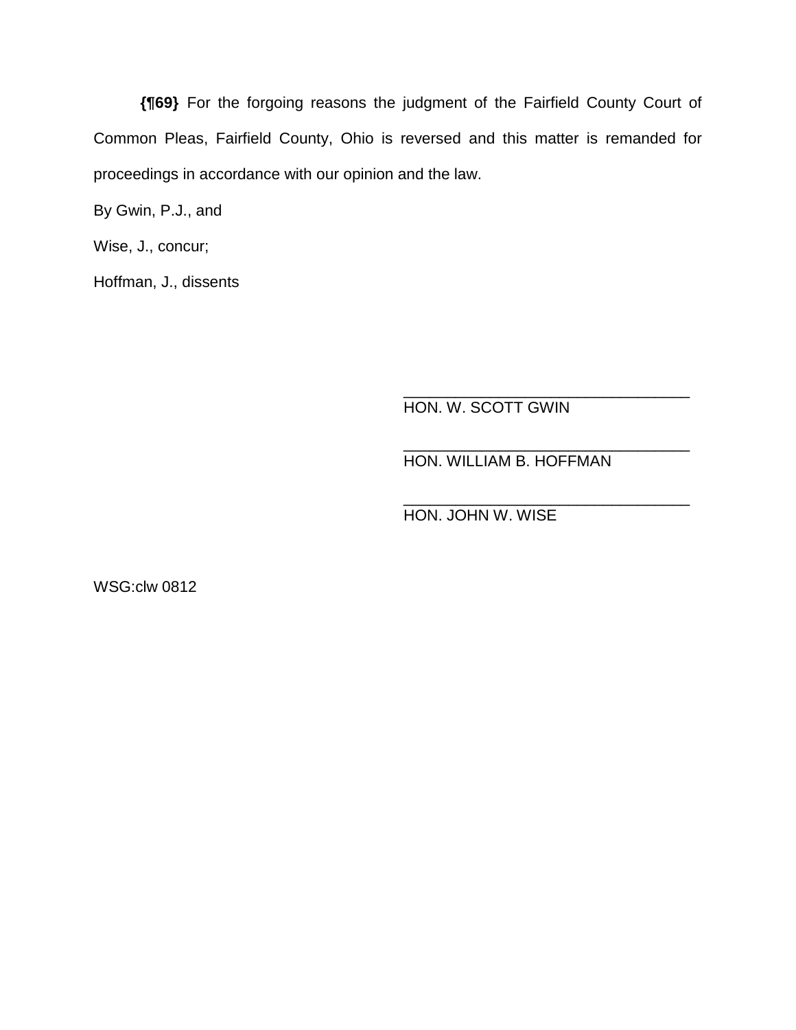**{¶69}** For the forgoing reasons the judgment of the Fairfield County Court of Common Pleas, Fairfield County, Ohio is reversed and this matter is remanded for proceedings in accordance with our opinion and the law.

By Gwin, P.J., and

Wise, J., concur;

Hoffman, J., dissents

_________________________________
HON. W. SCOTT GWIN

_________________________________
HON. WILLIAM B. HOFFMAN

_________________________________
HON. JOHN W. WISE

WSG:clw 0812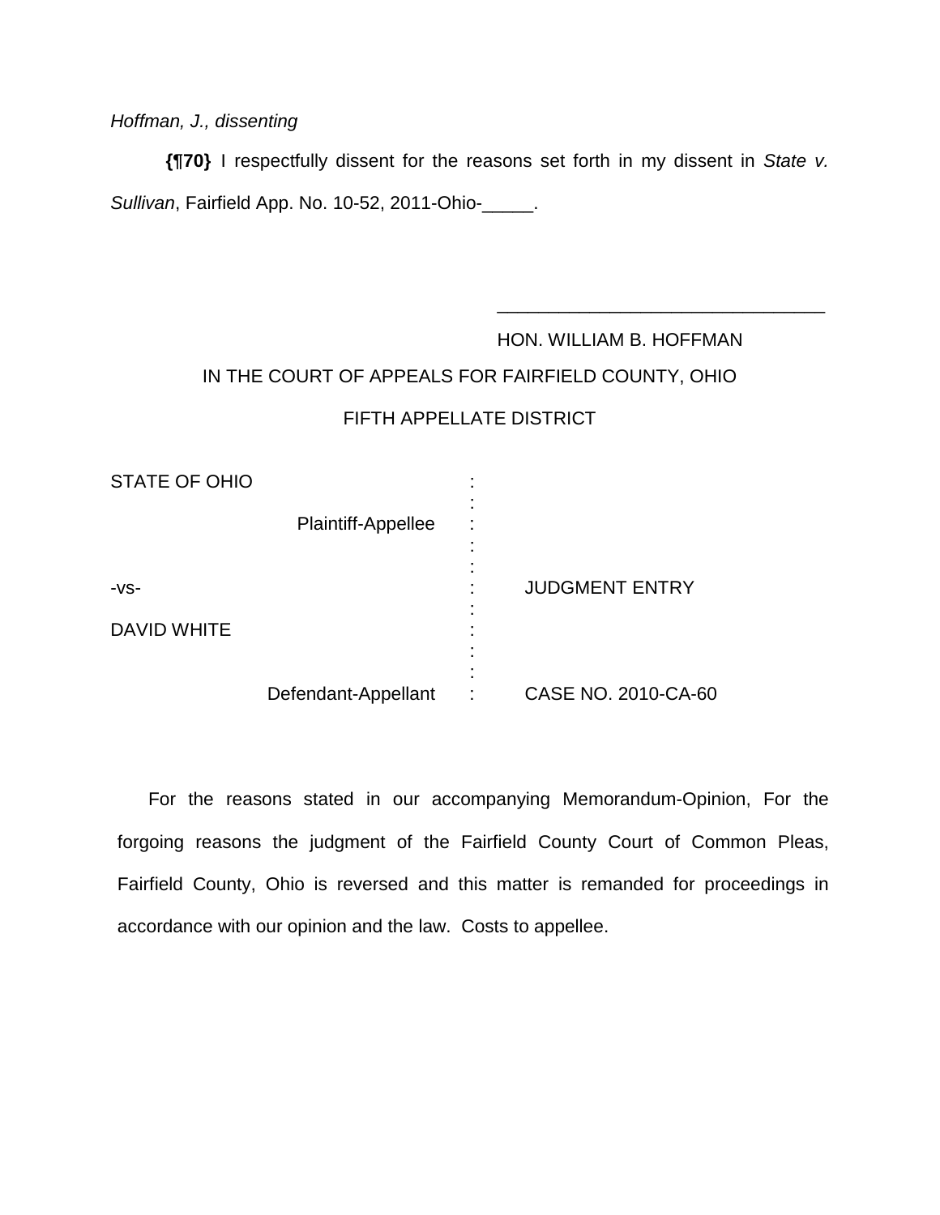*Hoffman, J., dissenting*

**{¶70}** I respectfully dissent for the reasons set forth in my dissent in *State v. Sullivan*, Fairfield App. No. 10-52, 2011-Ohio-_____.

_________________________________

HON. WILLIAM B. HOFFMAN

IN THE COURT OF APPEALS FOR FAIRFIELD COUNTY, OHIO

FIFTH APPELLATE DISTRICT

| | | |
|---|---|---|
| STATE OF OHIO | : | |
| Plaintiff-Appellee | : | |
| -vs- | : | JUDGMENT ENTRY |
| DAVID WHITE | : | |
| Defendant-Appellant | : | CASE NO. 2010-CA-60 |

For the reasons stated in our accompanying Memorandum-Opinion, For the forgoing reasons the judgment of the Fairfield County Court of Common Pleas, Fairfield County, Ohio is reversed and this matter is remanded for proceedings in accordance with our opinion and the law. Costs to appellee.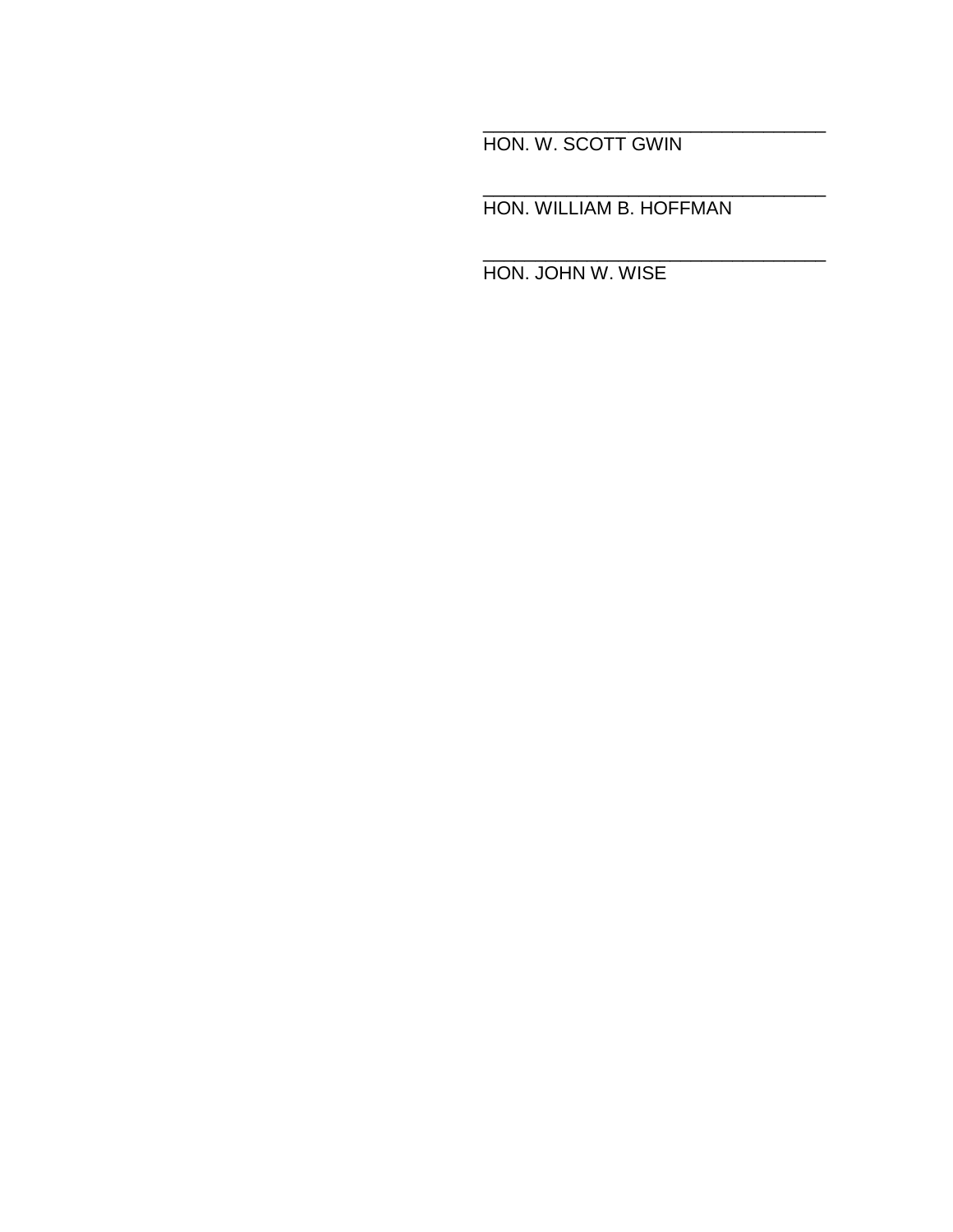_________________________________

HON. W. SCOTT GWIN

_________________________________

HON. WILLIAM B. HOFFMAN

_________________________________

HON. JOHN W. WISE